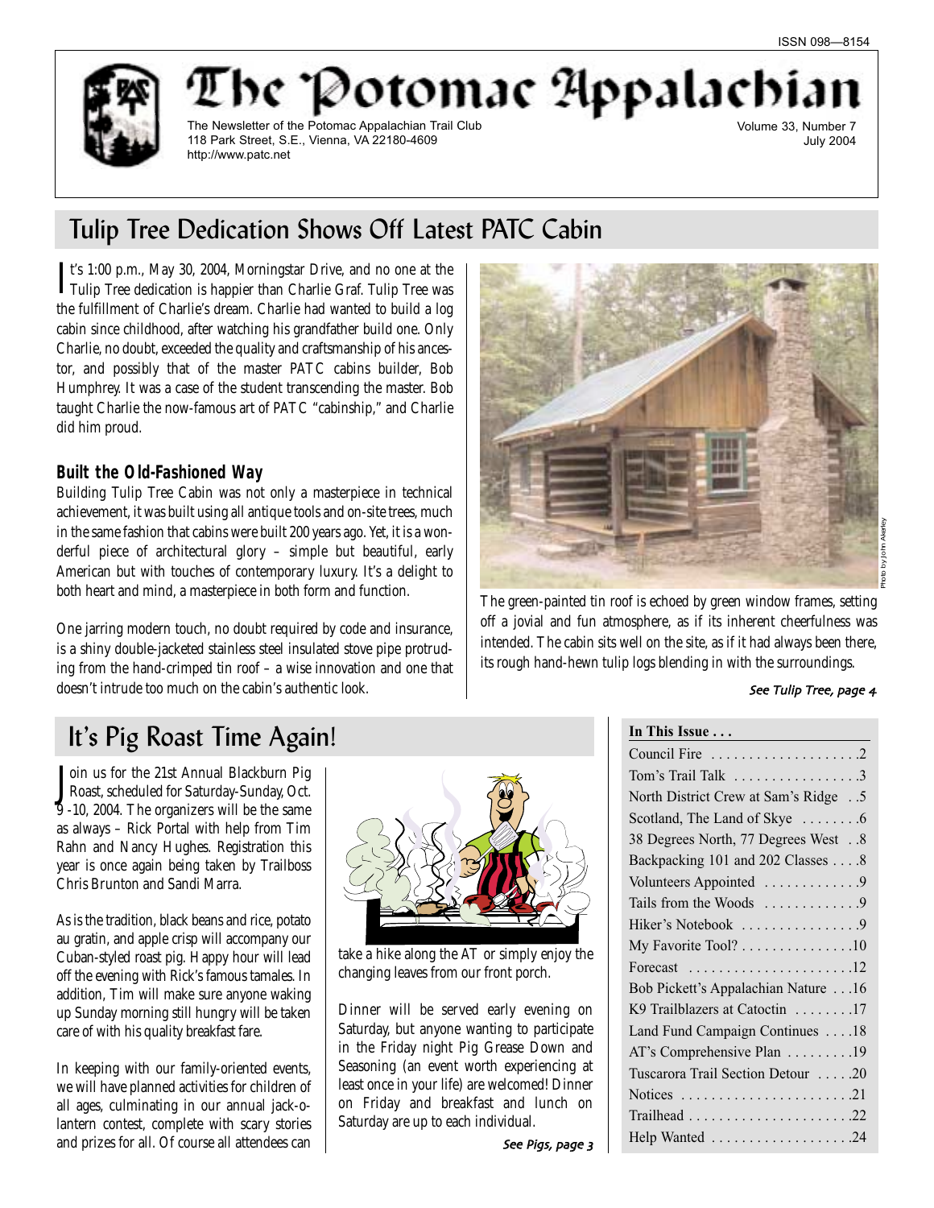ISSN 098—8154

# The Potomac Appalachian

The Newsletter of the Potomac Appalachian Trail Club
118 Park Street, S.E., Vienna, VA 22180-4609
http://www.patc.net

Volume 33, Number 7
July 2004

## Tulip Tree Dedication Shows Off Latest PATC Cabin

It's 1:00 p.m., May 30, 2004, Morningstar Drive, and no one at the Tulip Tree dedication is happier than Charlie Graf. Tulip Tree was the fulfillment of Charlie's dream. Charlie had wanted to build a log cabin since childhood, after watching his grandfather build one. Only Charlie, no doubt, exceeded the quality and craftsmanship of his ancestor, and possibly that of the master PATC cabins builder, Bob Humphrey. It was a case of the student transcending the master. Bob taught Charlie the now-famous art of PATC "cabinship," and Charlie did him proud.

### Built the Old-Fashioned Way

Building Tulip Tree Cabin was not only a masterpiece in technical achievement, it was built using all antique tools and on-site trees, much in the same fashion that cabins were built 200 years ago. Yet, it is a wonderful piece of architectural glory – simple but beautiful, early American but with touches of contemporary luxury. It's a delight to both heart and mind, a masterpiece in both form and function.

One jarring modern touch, no doubt required by code and insurance, is a shiny double-jacketed stainless steel insulated stove pipe protruding from the hand-crimped tin roof – a wise innovation and one that doesn't intrude too much on the cabin's authentic look.

Photo by John Akerley

The green-painted tin roof is echoed by green window frames, setting off a jovial and fun atmosphere, as if its inherent cheerfulness was intended. The cabin sits well on the site, as if it had always been there, its rough hand-hewn tulip logs blending in with the surroundings.

*See Tulip Tree, page 4*

## It's Pig Roast Time Again!

Join us for the 21st Annual Blackburn Pig Roast, scheduled for Saturday-Sunday, Oct. 9 -10, 2004. The organizers will be the same as always – Rick Portal with help from Tim Rahn and Nancy Hughes. Registration this year is once again being taken by Trailboss Chris Brunton and Sandi Marra.

As is the tradition, black beans and rice, potato au gratin, and apple crisp will accompany our Cuban-styled roast pig. Happy hour will lead off the evening with Rick's famous tamales. In addition, Tim will make sure anyone waking up Sunday morning still hungry will be taken care of with his quality breakfast fare.

In keeping with our family-oriented events, we will have planned activities for children of all ages, culminating in our annual jack-o-lantern contest, complete with scary stories and prizes for all. Of course all attendees can take a hike along the AT or simply enjoy the changing leaves from our front porch.

Dinner will be served early evening on Saturday, but anyone wanting to participate in the Friday night Pig Grease Down and Seasoning (an event worth experiencing at least once in your life) are welcomed! Dinner on Friday and breakfast and lunch on Saturday are up to each individual.

*See Pigs, page 3*

**In This Issue . . .**

| | |
|---|---|
| Council Fire | 2 |
| Tom's Trail Talk | 3 |
| North District Crew at Sam's Ridge | 5 |
| Scotland, The Land of Skye | 6 |
| 38 Degrees North, 77 Degrees West | 8 |
| Backpacking 101 and 202 Classes | 8 |
| Volunteers Appointed | 9 |
| Tails from the Woods | 9 |
| Hiker's Notebook | 9 |
| My Favorite Tool? | 10 |
| Forecast | 12 |
| Bob Pickett's Appalachian Nature | 16 |
| K9 Trailblazers at Catoctin | 17 |
| Land Fund Campaign Continues | 18 |
| AT's Comprehensive Plan | 19 |
| Tuscarora Trail Section Detour | 20 |
| Notices | 21 |
| Trailhead | 22 |
| Help Wanted | 24 |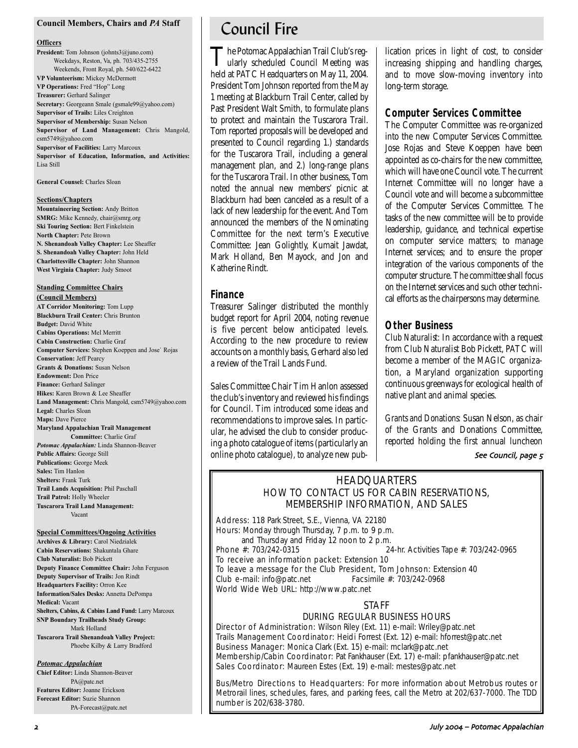## Council Members, Chairs and *PA* Staff

**Officers**

**President:** Tom Johnson (johnts3@juno.com) Weekdays, Reston, Va, ph. 703/435-2755 Weekends, Front Royal, ph. 540/622-6422
**VP Volunteerism:** Mickey McDermott
**VP Operations:** Fred "Hop" Long
**Treasurer:** Gerhard Salinger
**Secretary:** Georgeann Smale (gsmale99@yahoo.com)
**Supervisor of Trails:** Liles Creighton
**Supervisor of Membership:** Susan Nelson
**Supervisor of Land Management:** Chris Mangold, csm5749@yahoo.com
**Supervisor of Facilities:** Larry Marcoux
**Supervisor of Education, Information, and Activities:** Lisa Still

**General Counsel:** Charles Sloan

**Sections/Chapters**

**Mountaineering Section:** Andy Britton
**SMRG:** Mike Kennedy, chair@smrg.org
**Ski Touring Section:** Bert Finkelstein
**North Chapter:** Pete Brown
**N. Shenandoah Valley Chapter:** Lee Sheaffer
**S. Shenandoah Valley Chapter:** John Held
**Charlottesville Chapter:** John Shannon
**West Virginia Chapter:** Judy Smoot

**Standing Committee Chairs (Council Members)**

**AT Corridor Monitoring:** Tom Lupp
**Blackburn Trail Center:** Chris Brunton
**Budget:** David White
**Cabins Operations:** Mel Merritt
**Cabin Construction:** Charlie Graf
**Computer Services:** Stephen Koeppen and Jose` Rojas
**Conservation:** Jeff Pearcy
**Grants & Donations:** Susan Nelson
**Endowment:** Don Price
**Finance:** Gerhard Salinger
**Hikes:** Karen Brown & Lee Sheaffer
**Land Management:** Chris Mangold, csm5749@yahoo.com
**Legal:** Charles Sloan
**Maps:** Dave Pierce
**Maryland Appalachian Trail Management Committee:** Charlie Graf
***Potomac Appalachian:*** Linda Shannon-Beaver
**Public Affairs:** George Still
**Publications:** George Meek
**Sales:** Tim Hanlon
**Shelters:** Frank Turk
**Trail Lands Acquisition:** Phil Paschall
**Trail Patrol:** Holly Wheeler
**Tuscarora Trail Land Management:** Vacant

**Special Committees/Ongoing Activities**

**Archives & Library:** Carol Niedzialek
**Cabin Reservations:** Shakuntala Ghare
**Club Naturalist:** Bob Pickett
**Deputy Finance Committee Chair:** John Ferguson
**Deputy Supervisor of Trails:** Jon Rindt
**Headquarters Facility:** Orron Kee
**Information/Sales Desks:** Annetta DePompa
**Medical:** Vacant
**Shelters, Cabins, & Cabins Land Fund:** Larry Marcoux
**SNP Boundary Trailheads Study Group:** Mark Holland
**Tuscarora Trail Shenandoah Valley Project:** Phoebe Kilby & Larry Bradford

***Potomac Appalachian***

**Chief Editor:** Linda Shannon-Beaver PA@patc.net
**Features Editor:** Joanne Erickson
**Forecast Editor:** Suzie Shannon PA-Forecast@patc.net

# Council Fire

The Potomac Appalachian Trail Club's regularly scheduled Council Meeting was held at PATC Headquarters on May 11, 2004. President Tom Johnson reported from the May 1 meeting at Blackburn Trail Center, called by Past President Walt Smith, to formulate plans to protect and maintain the Tuscarora Trail. Tom reported proposals will be developed and presented to Council regarding 1.) standards for the Tuscarora Trail, including a general management plan, and 2.) long-range plans for the Tuscarora Trail. In other business, Tom noted the annual new members' picnic at Blackburn had been canceled as a result of a lack of new leadership for the event. And Tom announced the members of the Nominating Committee for the next term's Executive Committee: Jean Golightly, Kumait Jawdat, Mark Holland, Ben Mayock, and Jon and Katherine Rindt.

## Finance

Treasurer Salinger distributed the monthly budget report for April 2004, noting revenue is five percent below anticipated levels. According to the new procedure to review accounts on a monthly basis, Gerhard also led a review of the Trail Lands Fund.

Sales Committee Chair Tim Hanlon assessed the club's inventory and reviewed his findings for Council. Tim introduced some ideas and recommendations to improve sales. In particular, he advised the club to consider producing a photo catalogue of items (particularly an online photo catalogue), to analyze new publication prices in light of cost, to consider increasing shipping and handling charges, and to move slow-moving inventory into long-term storage.

## Computer Services Committee

The Computer Committee was re-organized into the new Computer Services Committee. Jose Rojas and Steve Koeppen have been appointed as co-chairs for the new committee, which will have one Council vote. The current Internet Committee will no longer have a Council vote and will become a subcommittee of the Computer Services Committee. The tasks of the new committee will be to provide leadership, guidance, and technical expertise on computer service matters; to manage Internet services; and to ensure the proper integration of the various components of the computer structure. The committee shall focus on the Internet services and such other technical efforts as the chairpersons may determine.

## Other Business

*Club Naturalist:* In accordance with a request from Club Naturalist Bob Pickett, PATC will become a member of the MAGIC organization, a Maryland organization supporting continuous greenways for ecological health of native plant and animal species.

*Grants and Donations:* Susan Nelson, as chair of the Grants and Donations Committee, reported holding the first annual luncheon

*See Council, page 5*

## HEADQUARTERS
### HOW TO CONTACT US FOR CABIN RESERVATIONS, MEMBERSHIP INFORMATION, AND SALES

Address: 118 Park Street, S.E., Vienna, VA 22180
Hours: Monday through Thursday, 7 p.m. to 9 p.m. and Thursday and Friday 12 noon to 2 p.m.
Phone #: 703/242-0315 24-hr. Activities Tape #: 703/242-0965
To receive an information packet: Extension 10
To leave a message for the Club President, Tom Johnson: Extension 40
Club e-mail: info@patc.net Facsimile #: 703/242-0968
World Wide Web URL: http://www.patc.net

### STAFF
#### DURING REGULAR BUSINESS HOURS

Director of Administration: Wilson Riley (Ext. 11) e-mail: Wriley@patc.net
Trails Management Coordinator: Heidi Forrest (Ext. 12) e-mail: hforrest@patc.net
Business Manager: Monica Clark (Ext. 15) e-mail: mclark@patc.net
Membership/Cabin Coordinator: Pat Fankhauser (Ext. 17) e-mail: pfankhauser@patc.net
Sales Coordinator: Maureen Estes (Ext. 19) e-mail: mestes@patc.net

Bus/Metro Directions to Headquarters: For more information about Metrobus routes or Metrorail lines, schedules, fares, and parking fees, call the Metro at 202/637-7000. The TDD number is 202/638-3780.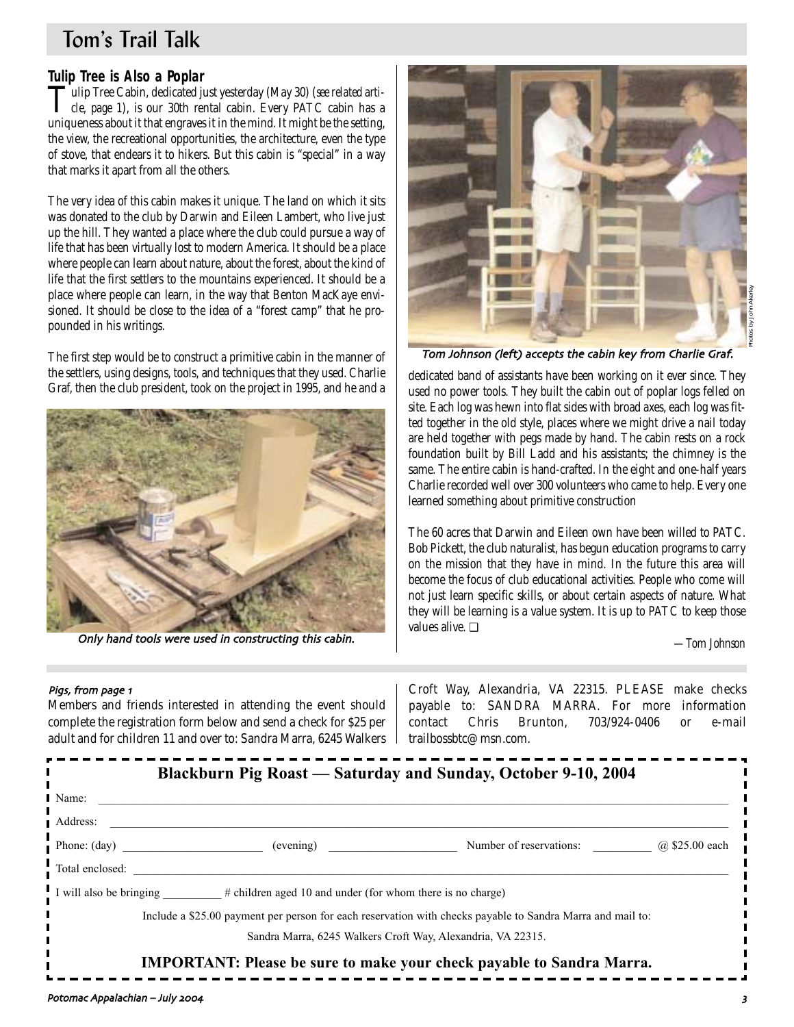# Tom's Trail Talk

## Tulip Tree is Also a Poplar

Tulip Tree Cabin, dedicated just yesterday (May 30) (*see related article, page 1*), is our 30th rental cabin. Every PATC cabin has a uniqueness about it that engraves it in the mind. It might be the setting, the view, the recreational opportunities, the architecture, even the type of stove, that endears it to hikers. But this cabin is "special" in a way that marks it apart from all the others.

The very idea of this cabin makes it unique. The land on which it sits was donated to the club by Darwin and Eileen Lambert, who live just up the hill. They wanted a place where the club could pursue a way of life that has been virtually lost to modern America. It should be a place where people can learn about nature, about the forest, about the kind of life that the first settlers to the mountains experienced. It should be a place where people can learn, in the way that Benton MacKaye envisioned. It should be close to the idea of a "forest camp" that he propounded in his writings.

The first step would be to construct a primitive cabin in the manner of the settlers, using designs, tools, and techniques that they used. Charlie Graf, then the club president, took on the project in 1995, and he and a dedicated band of assistants have been working on it ever since. They used no power tools. They built the cabin out of poplar logs felled on site. Each log was hewn into flat sides with broad axes, each log was fitted together in the old style, places where we might drive a nail today are held together with pegs made by hand. The cabin rests on a rock foundation built by Bill Ladd and his assistants; the chimney is the same. The entire cabin is hand-crafted. In the eight and one-half years Charlie recorded well over 300 volunteers who came to help. Every one learned something about primitive construction

*Only hand tools were used in constructing this cabin.*

*Tom Johnson (left) accepts the cabin key from Charlie Graf.*

Photos by John Akerley

The 60 acres that Darwin and Eileen own have been willed to PATC. Bob Pickett, the club naturalist, has begun education programs to carry on the mission that they have in mind. In the future this area will become the focus of club educational activities. People who come will not just learn specific skills, or about certain aspects of nature. What they will be learning is a value system. It is up to PATC to keep those values alive. ❑

—*Tom Johnson*

---

*Pigs, from page 1*

Members and friends interested in attending the event should complete the registration form below and send a check for $25 per adult and for children 11 and over to: Sandra Marra, 6245 Walkers Croft Way, Alexandria, VA 22315. PLEASE make checks payable to: SANDRA MARRA. For more information contact Chris Brunton, 703/924-0406 or e-mail trailbossbtc@msn.com.

---

**Blackburn Pig Roast — Saturday and Sunday, October 9-10, 2004**

Name: ______________________________

Address: ______________________________

Phone: (day) ______________ (evening) ______________ Number of reservations: ________ @ $25.00 each

Total enclosed: ______________________________

I will also bring ________ # children aged 10 and under (for whom there is no charge)

Include a $25.00 payment per person for each reservation with checks payable to Sandra Marra and mail to:

Sandra Marra, 6245 Walkers Croft Way, Alexandria, VA 22315.

**IMPORTANT: Please be sure to make your check payable to Sandra Marra.**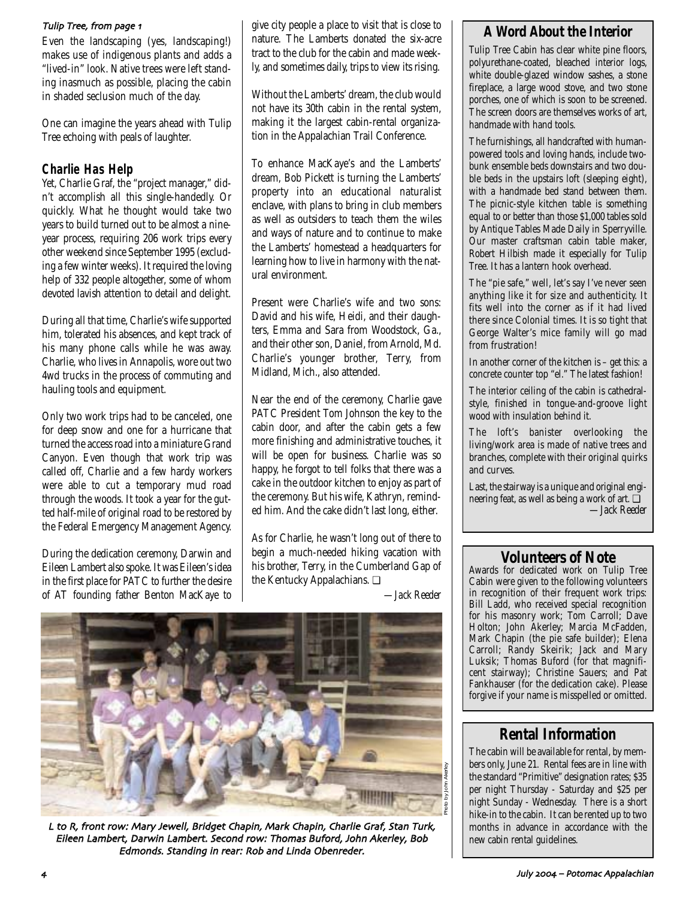*Tulip Tree, from page 1*

Even the landscaping (yes, landscaping!) makes use of indigenous plants and adds a "lived-in" look. Native trees were left standing inasmuch as possible, placing the cabin in shaded seclusion much of the day.

One can imagine the years ahead with Tulip Tree echoing with peals of laughter.

## Charlie Has Help

Yet, Charlie Graf, the "project manager," didn't accomplish all this single-handedly. Or quickly. What he thought would take two years to build turned out to be almost a nine-year process, requiring 206 work trips every other weekend since September 1995 (excluding a few winter weeks). It required the loving help of 332 people altogether, some of whom devoted lavish attention to detail and delight.

During all that time, Charlie's wife supported him, tolerated his absences, and kept track of his many phone calls while he was away. Charlie, who lives in Annapolis, wore out two 4wd trucks in the process of commuting and hauling tools and equipment.

Only two work trips had to be canceled, one for deep snow and one for a hurricane that turned the access road into a miniature Grand Canyon. Even though that work trip was called off, Charlie and a few hardy workers were able to cut a temporary mud road through the woods. It took a year for the gutted half-mile of original road to be restored by the Federal Emergency Management Agency.

During the dedication ceremony, Darwin and Eileen Lambert also spoke. It was Eileen's idea in the first place for PATC to further the desire of AT founding father Benton MacKaye to give city people a place to visit that is close to nature. The Lamberts donated the six-acre tract to the club for the cabin and made weekly, and sometimes daily, trips to view its rising.

Without the Lamberts' dream, the club would not have its 30th cabin in the rental system, making it the largest cabin-rental organization in the Appalachian Trail Conference.

To enhance MacKaye's and the Lamberts' dream, Bob Pickett is turning the Lamberts' property into an educational naturalist enclave, with plans to bring in club members as well as outsiders to teach them the wiles and ways of nature and to continue to make the Lamberts' homestead a headquarters for learning how to live in harmony with the natural environment.

Present were Charlie's wife and two sons: David and his wife, Heidi, and their daughters, Emma and Sara from Woodstock, Ga., and their other son, Daniel, from Arnold, Md. Charlie's younger brother, Terry, from Midland, Mich., also attended.

Near the end of the ceremony, Charlie gave PATC President Tom Johnson the key to the cabin door, and after the cabin gets a few more finishing and administrative touches, it will be open for business. Charlie was so happy, he forgot to tell folks that there was a cake in the outdoor kitchen to enjoy as part of the ceremony. But his wife, Kathryn, reminded him. And the cake didn't last long, either.

As for Charlie, he wasn't long out of there to begin a much-needed hiking vacation with his brother, Terry, in the Cumberland Gap of the Kentucky Appalachians. ❑

*—Jack Reeder*

Photo by John Akerley

*L to R, front row: Mary Jewell, Bridget Chapin, Mark Chapin, Charlie Graf, Stan Turk, Eileen Lambert, Darwin Lambert. Second row: Thomas Buford, John Akerley, Bob Edmonds. Standing in rear: Rob and Linda Obenreder.*

## A Word About the Interior

Tulip Tree Cabin has clear white pine floors, polyurethane-coated, bleached interior logs, white double-glazed window sashes, a stone fireplace, a large wood stove, and two stone porches, one of which is soon to be screened. The screen doors are themselves works of art, handmade with hand tools.

The furnishings, all handcrafted with human-powered tools and loving hands, include two-bunk ensemble beds downstairs and two double beds in the upstairs loft (sleeping eight), with a handmade bed stand between them. The picnic-style kitchen table is something equal to or better than those $1,000 tables sold by Antique Tables Made Daily in Sperryville. Our master craftsman cabin table maker, Robert Hilbish made it especially for Tulip Tree. It has a lantern hook overhead.

The "pie safe," well, let's say I've never seen anything like it for size and authenticity. It fits well into the corner as if it had lived there since Colonial times. It is so tight that George Walter's mice family will go mad from frustration!

In another corner of the kitchen is – get this: a concrete counter top "el." The latest fashion!

The interior ceiling of the cabin is cathedral-style, finished in tongue-and-groove light wood with insulation behind it.

The loft's banister overlooking the living/work area is made of native trees and branches, complete with their original quirks and curves.

Last, the stairway is a unique and original engineering feat, as well as being a work of art. ❑

*—Jack Reeder*

## Volunteers of Note

Awards for dedicated work on Tulip Tree Cabin were given to the following volunteers in recognition of their frequent work trips: Bill Ladd, who received special recognition for his masonry work; Tom Carroll; Dave Holton; John Akerley; Marcia McFadden, Mark Chapin (the pie safe builder); Elena Carroll; Randy Skeirik; Jack and Mary Luksik; Thomas Buford (for that magnificent stairway); Christine Sauers; and Pat Fankhauser (for the dedication cake). Please forgive if your name is misspelled or omitted.

## Rental Information

The cabin will be available for rental, by members only, June 21. Rental fees are in line with the standard "Primitive" designation rates; $35 per night Thursday - Saturday and $25 per night Sunday - Wednesday. There is a short hike-in to the cabin. It can be rented up to two months in advance in accordance with the new cabin rental guidelines.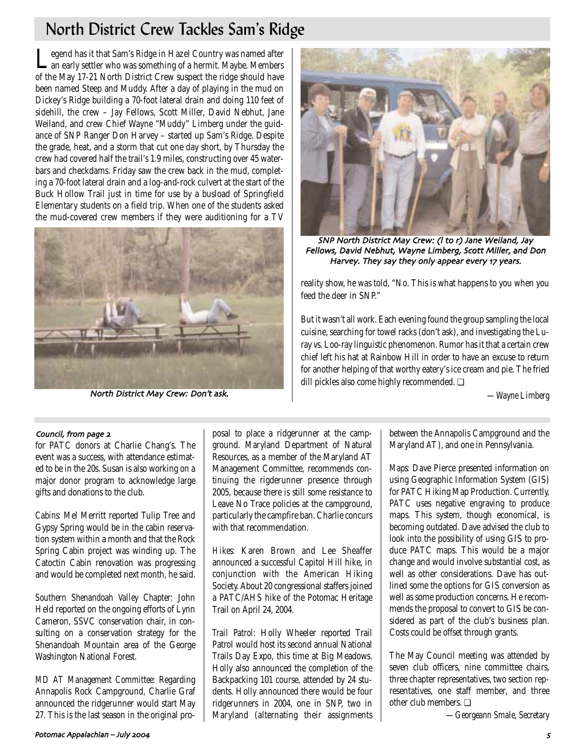## North District Crew Tackles Sam's Ridge

Legend has it that Sam's Ridge in Hazel Country was named after an early settler who was something of a hermit. Maybe. Members of the May 17-21 North District Crew suspect the ridge should have been named Steep and Muddy. After a day of playing in the mud on Dickey's Ridge building a 70-foot lateral drain and doing 110 feet of sidehill, the crew – Jay Fellows, Scott Miller, David Nebhut, Jane Weiland, and crew Chief Wayne "Muddy" Limberg under the guidance of SNP Ranger Don Harvey – started up Sam's Ridge. Despite the grade, heat, and a storm that cut one day short, by Thursday the crew had covered half the trail's 1.9 miles, constructing over 45 waterbars and checkdams. Friday saw the crew back in the mud, completing a 70-foot lateral drain and a log-and-rock culvert at the start of the Buck Hollow Trail just in time for use by a busload of Springfield Elementary students on a field trip. When one of the students asked the mud-covered crew members if they were auditioning for a TV reality show, he was told, "No. This is what happens to you when you feed the deer in SNP."

*North District May Crew: Don't ask.*

*SNP North District May Crew: (l to r) Jane Weiland, Jay Fellows, David Nebhut, Wayne Limberg, Scott Miller, and Don Harvey. They say they only appear every 17 years.*

But it wasn't all work. Each evening found the group sampling the local cuisine, searching for towel racks (don't ask), and investigating the Luray vs. Loo-ray linguistic phenomenon. Rumor has it that a certain crew chief left his hat at Rainbow Hill in order to have an excuse to return for another helping of that worthy eatery's ice cream and pie. The fried dill pickles also come highly recommended. ❑

*—Wayne Limberg*

---

*Council, from page 2*

for PATC donors at Charlie Chang's. The event was a success, with attendance estimated to be in the 20s. Susan is also working on a major donor program to acknowledge large gifts and donations to the club.

*Cabins*: Mel Merritt reported Tulip Tree and Gypsy Spring would be in the cabin reservation system within a month and that the Rock Spring Cabin project was winding up. The Catoctin Cabin renovation was progressing and would be completed next month, he said.

*Southern Shenandoah Valley Chapter*: John Held reported on the ongoing efforts of Lynn Cameron, SSVC conservation chair, in consulting on a conservation strategy for the Shenandoah Mountain area of the George Washington National Forest.

*MD AT Management Committee*: Regarding Annapolis Rock Campground, Charlie Graf announced the ridgerunner would start May 27. This is the last season in the original proposal to place a ridgerunner at the campground. Maryland Department of Natural Resources, as a member of the Maryland AT Management Committee, recommends continuing the rigderunner presence through 2005, because there is still some resistance to Leave No Trace policies at the campground, particularly the campfire ban. Charlie concurs with that recommendation.

*Hikes*: Karen Brown and Lee Sheaffer announced a successful Capitol Hill hike, in conjunction with the American Hiking Society. About 20 congressional staffers joined a PATC/AHS hike of the Potomac Heritage Trail on April 24, 2004.

*Trail Patrol*: Holly Wheeler reported Trail Patrol would host its second annual National Trails Day Expo, this time at Big Meadows. Holly also announced the completion of the Backpacking 101 course, attended by 24 students. Holly announced there would be four ridgerunners in 2004, one in SNP, two in Maryland (alternating their assignments between the Annapolis Campground and the Maryland AT), and one in Pennsylvania.

*Maps*: Dave Pierce presented information on using Geographic Information System (GIS) for PATC Hiking Map Production. Currently, PATC uses negative engraving to produce maps. This system, though economical, is becoming outdated. Dave advised the club to look into the possibility of using GIS to produce PATC maps. This would be a major change and would involve substantial cost, as well as other considerations. Dave has outlined some the options for GIS conversion as well as some production concerns. He recommends the proposal to convert to GIS be considered as part of the club's business plan. Costs could be offset through grants.

The May Council meeting was attended by seven club officers, nine committee chairs, three chapter representatives, two section representatives, one staff member, and three other club members. ❑

*—Georgeann Smale, Secretary*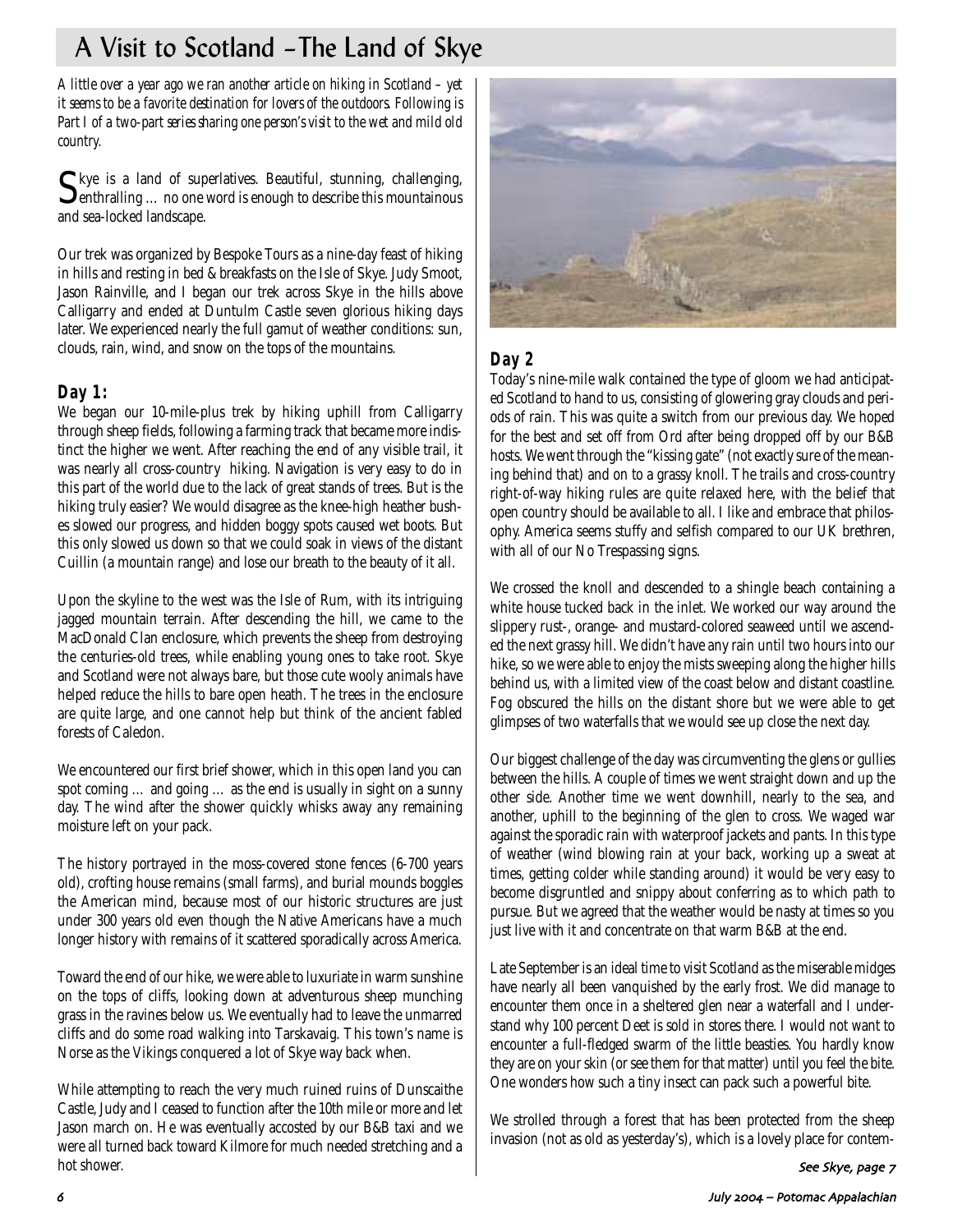# A Visit to Scotland – The Land of Skye

*A little over a year ago we ran another article on hiking in Scotland – yet it seems to be a favorite destination for lovers of the outdoors. Following is Part I of a two-part series sharing one person's visit to the wet and mild old country.*

Skye is a land of superlatives. Beautiful, stunning, challenging, enthralling … no one word is enough to describe this mountainous and sea-locked landscape.

Our trek was organized by Bespoke Tours as a nine-day feast of hiking in hills and resting in bed & breakfasts on the Isle of Skye. Judy Smoot, Jason Rainville, and I began our trek across Skye in the hills above Calligarry and ended at Duntulm Castle seven glorious hiking days later. We experienced nearly the full gamut of weather conditions: sun, clouds, rain, wind, and snow on the tops of the mountains.

### Day 1:

We began our 10-mile-plus trek by hiking uphill from Calligarry through sheep fields, following a farming track that became more indistinct the higher we went. After reaching the end of any visible trail, it was nearly all cross-country hiking. Navigation is very easy to do in this part of the world due to the lack of great stands of trees. But is the hiking truly easier? We would disagree as the knee-high heather bushes slowed our progress, and hidden boggy spots caused wet boots. But this only slowed us down so that we could soak in views of the distant Cuillin (a mountain range) and lose our breath to the beauty of it all.

Upon the skyline to the west was the Isle of Rum, with its intriguing jagged mountain terrain. After descending the hill, we came to the MacDonald Clan enclosure, which prevents the sheep from destroying the centuries-old trees, while enabling young ones to take root. Skye and Scotland were not always bare, but those cute wooly animals have helped reduce the hills to bare open heath. The trees in the enclosure are quite large, and one cannot help but think of the ancient fabled forests of Caledon.

We encountered our first brief shower, which in this open land you can spot coming … and going … as the end is usually in sight on a sunny day. The wind after the shower quickly whisks away any remaining moisture left on your pack.

The history portrayed in the moss-covered stone fences (6-700 years old), crofting house remains (small farms), and burial mounds boggles the American mind, because most of our historic structures are just under 300 years old even though the Native Americans have a much longer history with remains of it scattered sporadically across America.

Toward the end of our hike, we were able to luxuriate in warm sunshine on the tops of cliffs, looking down at adventurous sheep munching grass in the ravines below us. We eventually had to leave the unmarred cliffs and do some road walking into Tarskavaig. This town's name is Norse as the Vikings conquered a lot of Skye way back when.

While attempting to reach the very much ruined ruins of Dunscaithe Castle, Judy and I ceased to function after the 10th mile or more and let Jason march on. He was eventually accosted by our B&B taxi and we were all turned back toward Kilmore for much needed stretching and a hot shower.

### Day 2

Today's nine-mile walk contained the type of gloom we had anticipated Scotland to hand to us, consisting of glowering gray clouds and periods of rain. This was quite a switch from our previous day. We hoped for the best and set off from Ord after being dropped off by our B&B hosts. We went through the "kissing gate" (not exactly sure of the meaning behind that) and on to a grassy knoll. The trails and cross-country right-of-way hiking rules are quite relaxed here, with the belief that open country should be available to all. I like and embrace that philosophy. America seems stuffy and selfish compared to our UK brethren, with all of our No Trespassing signs.

We crossed the knoll and descended to a shingle beach containing a white house tucked back in the inlet. We worked our way around the slippery rust-, orange- and mustard-colored seaweed until we ascended the next grassy hill. We didn't have any rain until two hours into our hike, so we were able to enjoy the mists sweeping along the higher hills behind us, with a limited view of the coast below and distant coastline. Fog obscured the hills on the distant shore but we were able to get glimpses of two waterfalls that we would see up close the next day.

Our biggest challenge of the day was circumventing the glens or gullies between the hills. A couple of times we went straight down and up the other side. Another time we went downhill, nearly to the sea, and another, uphill to the beginning of the glen to cross. We waged war against the sporadic rain with waterproof jackets and pants. In this type of weather (wind blowing rain at your back, working up a sweat at times, getting colder while standing around) it would be very easy to become disgruntled and snippy about conferring as to which path to pursue. But we agreed that the weather would be nasty at times so you just live with it and concentrate on that warm B&B at the end.

Late September is an ideal time to visit Scotland as the miserable midges have nearly all been vanquished by the early frost. We did manage to encounter them once in a sheltered glen near a waterfall and I understand why 100 percent Deet is sold in stores there. I would not want to encounter a full-fledged swarm of the little beasties. You hardly know they are on your skin (or see them for that matter) until you feel the bite. One wonders how such a tiny insect can pack such a powerful bite.

We strolled through a forest that has been protected from the sheep invasion (not as old as yesterday's), which is a lovely place for contem-

*See Skye, page 7*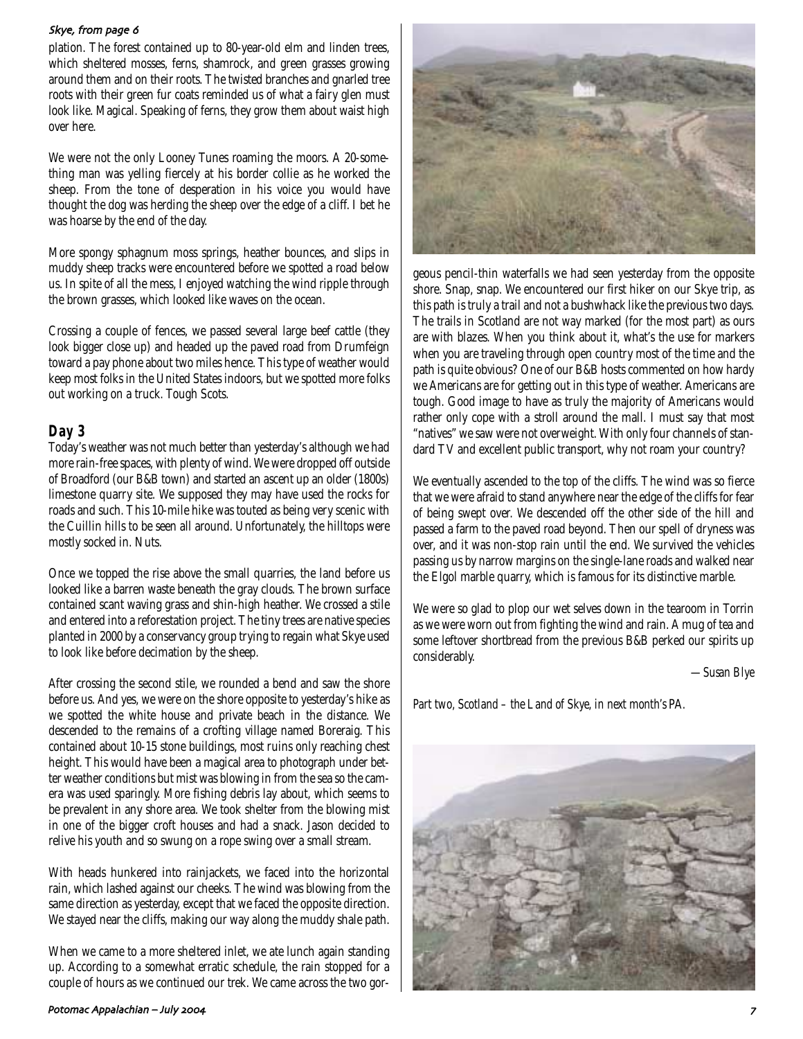*Skye, from page 6*

plation. The forest contained up to 80-year-old elm and linden trees, which sheltered mosses, ferns, shamrock, and green grasses growing around them and on their roots. The twisted branches and gnarled tree roots with their green fur coats reminded us of what a fairy glen must look like. Magical. Speaking of ferns, they grow them about waist high over here.

We were not the only Looney Tunes roaming the moors. A 20-something man was yelling fiercely at his border collie as he worked the sheep. From the tone of desperation in his voice you would have thought the dog was herding the sheep over the edge of a cliff. I bet he was hoarse by the end of the day.

More spongy sphagnum moss springs, heather bounces, and slips in muddy sheep tracks were encountered before we spotted a road below us. In spite of all the mess, I enjoyed watching the wind ripple through the brown grasses, which looked like waves on the ocean.

Crossing a couple of fences, we passed several large beef cattle (they look bigger close up) and headed up the paved road from Drumfeign toward a pay phone about two miles hence. This type of weather would keep most folks in the United States indoors, but we spotted more folks out working on a truck. Tough Scots.

## Day 3

Today's weather was not much better than yesterday's although we had more rain-free spaces, with plenty of wind. We were dropped off outside of Broadford (our B&B town) and started an ascent up an older (1800s) limestone quarry site. We supposed they may have used the rocks for roads and such. This 10-mile hike was touted as being very scenic with the Cuillin hills to be seen all around. Unfortunately, the hilltops were mostly socked in. Nuts.

Once we topped the rise above the small quarries, the land before us looked like a barren waste beneath the gray clouds. The brown surface contained scant waving grass and shin-high heather. We crossed a stile and entered into a reforestation project. The tiny trees are native species planted in 2000 by a conservancy group trying to regain what Skye used to look like before decimation by the sheep.

After crossing the second stile, we rounded a bend and saw the shore before us. And yes, we were on the shore opposite to yesterday's hike as we spotted the white house and private beach in the distance. We descended to the remains of a crofting village named Boreraig. This contained about 10-15 stone buildings, most ruins only reaching chest height. This would have been a magical area to photograph under better weather conditions but mist was blowing in from the sea so the camera was used sparingly. More fishing debris lay about, which seems to be prevalent in any shore area. We took shelter from the blowing mist in one of the bigger croft houses and had a snack. Jason decided to relive his youth and so swung on a rope swing over a small stream.

With heads hunkered into rainjackets, we faced into the horizontal rain, which lashed against our cheeks. The wind was blowing from the same direction as yesterday, except that we faced the opposite direction. We stayed near the cliffs, making our way along the muddy shale path.

When we came to a more sheltered inlet, we ate lunch again standing up. According to a somewhat erratic schedule, the rain stopped for a couple of hours as we continued our trek. We came across the two gorgeous pencil-thin waterfalls we had seen yesterday from the opposite shore. Snap, snap. We encountered our first hiker on our Skye trip, as this path is truly a trail and not a bushwhack like the previous two days. The trails in Scotland are not way marked (for the most part) as ours are with blazes. When you think about it, what's the use for markers when you are traveling through open country most of the time and the path is quite obvious? One of our B&B hosts commented on how hardy we Americans are for getting out in this type of weather. Americans are tough. Good image to have as truly the majority of Americans would rather only cope with a stroll around the mall. I must say that most "natives" we saw were not overweight. With only four channels of standard TV and excellent public transport, why not roam your country?

We eventually ascended to the top of the cliffs. The wind was so fierce that we were afraid to stand anywhere near the edge of the cliffs for fear of being swept over. We descended off the other side of the hill and passed a farm to the paved road beyond. Then our spell of dryness was over, and it was non-stop rain until the end. We survived the vehicles passing us by narrow margins on the single-lane roads and walked near the Elgol marble quarry, which is famous for its distinctive marble.

We were so glad to plop our wet selves down in the tearoom in Torrin as we were worn out from fighting the wind and rain. A mug of tea and some leftover shortbread from the previous B&B perked our spirits up considerably.

*—Susan Blye*

*Part two, Scotland – the Land of Skye, in next month's PA.*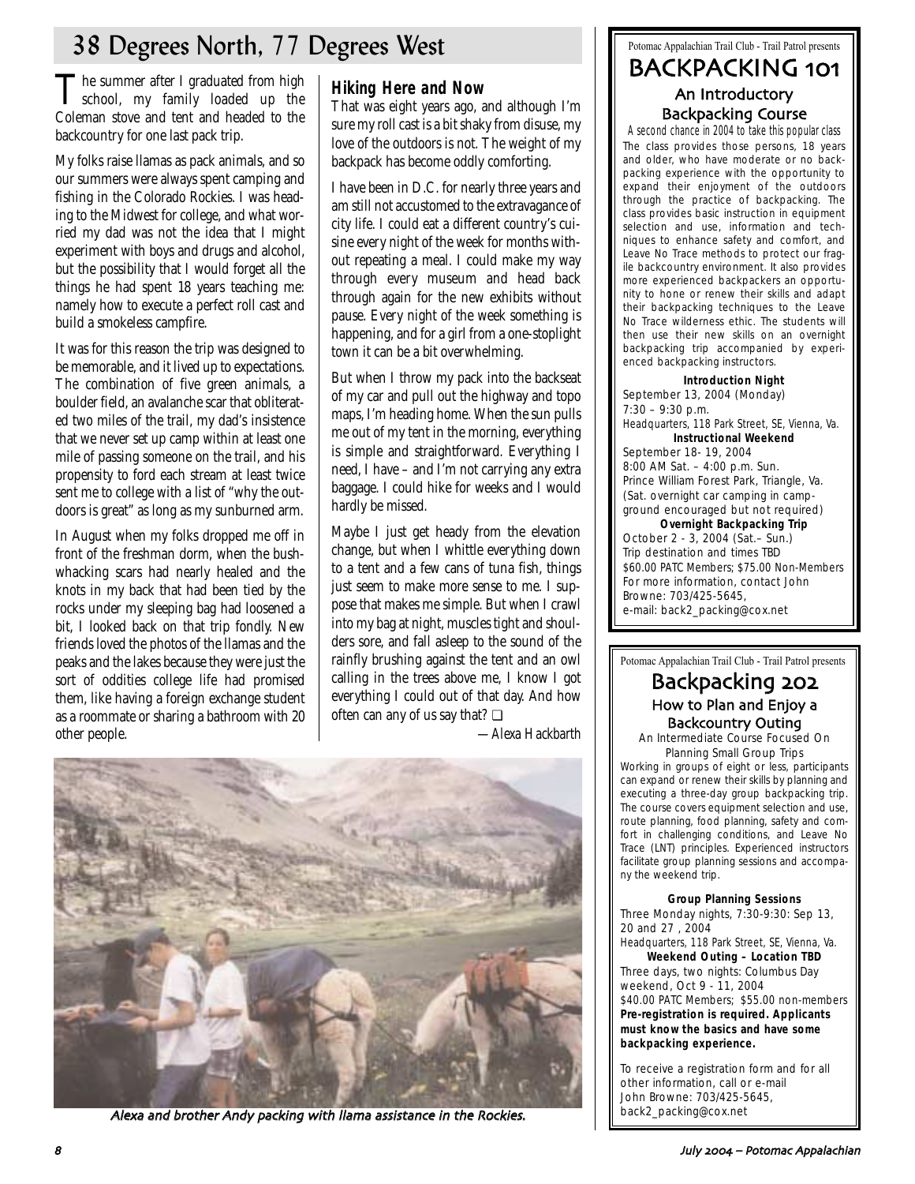# 38 Degrees North, 77 Degrees West

The summer after I graduated from high school, my family loaded up the Coleman stove and tent and headed to the backcountry for one last pack trip.

My folks raise llamas as pack animals, and so our summers were always spent camping and fishing in the Colorado Rockies. I was heading to the Midwest for college, and what worried my dad was not the idea that I might experiment with boys and drugs and alcohol, but the possibility that I would forget all the things he had spent 18 years teaching me: namely how to execute a perfect roll cast and build a smokeless campfire.

It was for this reason the trip was designed to be memorable, and it lived up to expectations. The combination of five green animals, a boulder field, an avalanche scar that obliterated two miles of the trail, my dad's insistence that we never set up camp within at least one mile of passing someone on the trail, and his propensity to ford each stream at least twice sent me to college with a list of "why the outdoors is great" as long as my sunburned arm.

In August when my folks dropped me off in front of the freshman dorm, when the bushwhacking scars had nearly healed and the knots in my back that had been tied by the rocks under my sleeping bag had loosened a bit, I looked back on that trip fondly. New friends loved the photos of the llamas and the peaks and the lakes because they were just the sort of oddities college life had promised them, like having a foreign exchange student as a roommate or sharing a bathroom with 20 other people.

### Hiking Here and Now

That was eight years ago, and although I'm sure my roll cast is a bit shaky from disuse, my love of the outdoors is not. The weight of my backpack has become oddly comforting.

I have been in D.C. for nearly three years and am still not accustomed to the extravagance of city life. I could eat a different country's cuisine every night of the week for months without repeating a meal. I could make my way through every museum and head back through again for the new exhibits without pause. Every night of the week something is happening, and for a girl from a one-stoplight town it can be a bit overwhelming.

But when I throw my pack into the backseat of my car and pull out the highway and topo maps, I'm heading home. When the sun pulls me out of my tent in the morning, everything is simple and straightforward. Everything I need, I have – and I'm not carrying any extra baggage. I could hike for weeks and I would hardly be missed.

Maybe I just get heady from the elevation change, but when I whittle everything down to a tent and a few cans of tuna fish, things just seem to make more sense to me. I suppose that makes me simple. But when I crawl into my bag at night, muscles tight and shoulders sore, and fall asleep to the sound of the rainfly brushing against the tent and an owl calling in the trees above me, I know I got everything I could out of that day. And how often can any of us say that? ❑

*—Alexa Hackbarth*

*Alexa and brother Andy packing with llama assistance in the Rockies.*

---

Potomac Appalachian Trail Club - Trail Patrol presents

## BACKPACKING 101

### An Introductory Backpacking Course

*A second chance in 2004 to take this popular class*

The class provides those persons, 18 years and older, who have moderate or no backpacking experience with the opportunity to expand their enjoyment of the outdoors through the practice of backpacking. The class provides basic instruction in equipment selection and use, information and techniques to enhance safety and comfort, and Leave No Trace methods to protect our fragile backcountry environment. It also provides more experienced backpackers an opportunity to hone or renew their skills and adapt their backpacking techniques to the Leave No Trace wilderness ethic. The students will then use their new skills on an overnight backpacking trip accompanied by experienced backpacking instructors.

**Introduction Night**
September 13, 2004 (Monday)
7:30 – 9:30 p.m.
Headquarters, 118 Park Street, SE, Vienna, Va.

**Instructional Weekend**
September 18- 19, 2004
8:00 AM Sat. – 4:00 p.m. Sun.
Prince William Forest Park, Triangle, Va.
(Sat. overnight car camping in campground encouraged but not required)

**Overnight Backpacking Trip**
October 2 - 3, 2004 (Sat.– Sun.)
Trip destination and times TBD
$60.00 PATC Members; $75.00 Non-Members
For more information, contact John Browne: 703/425-5645,
e-mail: back2_packing@cox.net

---

Potomac Appalachian Trail Club - Trail Patrol presents

## Backpacking 202

### How to Plan and Enjoy a Backcountry Outing

An Intermediate Course Focused On Planning Small Group Trips

Working in groups of eight or less, participants can expand or renew their skills by planning and executing a three-day group backpacking trip. The course covers equipment selection and use, route planning, food planning, safety and comfort in challenging conditions, and Leave No Trace (LNT) principles. Experienced instructors facilitate group planning sessions and accompany the weekend trip.

**Group Planning Sessions**
Three Monday nights, 7:30-9:30: Sep 13, 20 and 27 , 2004
Headquarters, 118 Park Street, SE, Vienna, Va.

**Weekend Outing – Location TBD**
Three days, two nights: Columbus Day weekend, Oct 9 - 11, 2004
$40.00 PATC Members; $55.00 non-members

**Pre-registration is required. Applicants must know the basics and have some backpacking experience.**

To receive a registration form and for all other information, call or e-mail John Browne: 703/425-5645, back2_packing@cox.net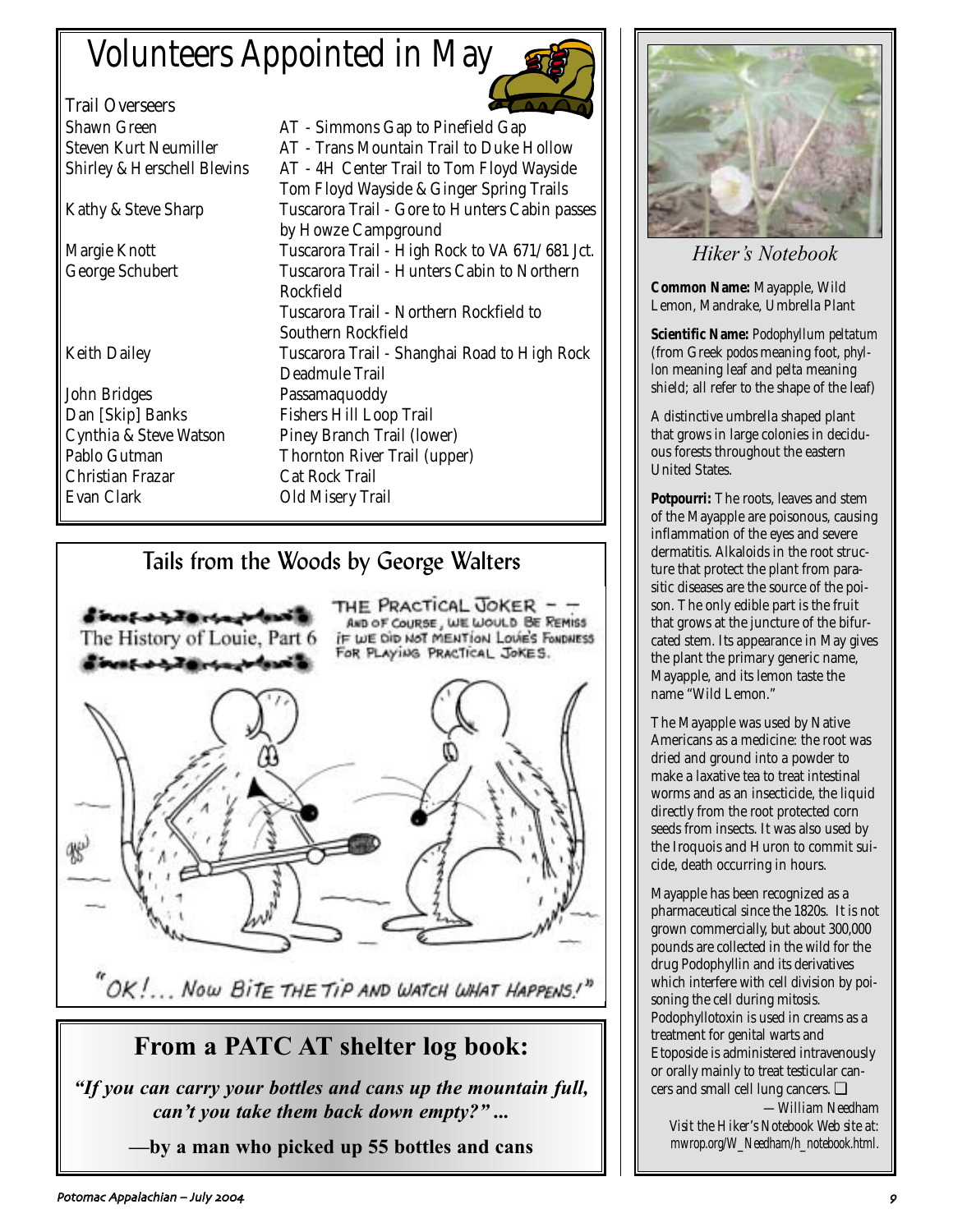# Volunteers Appointed in May

| Trail Overseers | |
|---|---|
| Shawn Green | AT - Simmons Gap to Pinefield Gap |
| Steven Kurt Neumiller | AT - Trans Mountain Trail to Duke Hollow |
| Shirley & Herschell Blevins | AT - 4H Center Trail to Tom Floyd Wayside |
| | Tom Floyd Wayside & Ginger Spring Trails |
| Kathy & Steve Sharp | Tuscarora Trail - Gore to Hunters Cabin passes by Howze Campground |
| Margie Knott | Tuscarora Trail - High Rock to VA 671/681 Jct. |
| George Schubert | Tuscarora Trail - Hunters Cabin to Northern Rockfield |
| | Tuscarora Trail - Northern Rockfield to Southern Rockfield |
| Keith Dailey | Tuscarora Trail - Shanghai Road to High Rock |
| | Deadmule Trail |
| John Bridges | Passamaquoddy |
| Dan [Skip] Banks | Fishers Hill Loop Trail |
| Cynthia & Steve Watson | Piney Branch Trail (lower) |
| Pablo Gutman | Thornton River Trail (upper) |
| Christian Frazar | Cat Rock Trail |
| Evan Clark | Old Misery Trail |

## Tails from the Woods by George Walters

The History of Louie, Part 6

THE PRACTICAL JOKER — AND OF COURSE, WE WOULD BE REMISS IF WE DID NOT MENTION LOUIE'S FONDNESS FOR PLAYING PRACTICAL JOKES.

"OK!... NOW BITE THE TIP AND WATCH WHAT HAPPENS!"

## From a PATC AT shelter log book:

***"If you can carry your bottles and cans up the mountain full, can't you take them back down empty?" ...***

**—by a man who picked up 55 bottles and cans**

## *Hiker's Notebook*

**Common Name:** Mayapple, Wild Lemon, Mandrake, Umbrella Plant

**Scientific Name:** *Podophyllum peltatum* (from Greek *podos* meaning foot, *phyllon* meaning leaf and *pelta* meaning shield; all refer to the shape of the leaf)

A distinctive umbrella shaped plant that grows in large colonies in deciduous forests throughout the eastern United States.

**Potpourri:** The roots, leaves and stem of the Mayapple are poisonous, causing inflammation of the eyes and severe dermatitis. Alkaloids in the root structure that protect the plant from parasitic diseases are the source of the poison. The only edible part is the fruit that grows at the juncture of the bifurcated stem. Its appearance in May gives the plant the primary generic name, Mayapple, and its lemon taste the name "Wild Lemon."

The Mayapple was used by Native Americans as a medicine: the root was dried and ground into a powder to make a laxative tea to treat intestinal worms and as an insecticide, the liquid directly from the root protected corn seeds from insects. It was also used by the Iroquois and Huron to commit suicide, death occurring in hours.

Mayapple has been recognized as a pharmaceutical since the 1820s. It is not grown commercially, but about 300,000 pounds are collected in the wild for the drug Podophyllin and its derivatives which interfere with cell division by poisoning the cell during mitosis. Podophyllotoxin is used in creams as a treatment for genital warts and Etoposide is administered intravenously or orally mainly to treat testicular cancers and small cell lung cancers. ❑

—William Needham

Visit the Hiker's Notebook Web site at: mwrop.org/W_Needham/h_notebook.html.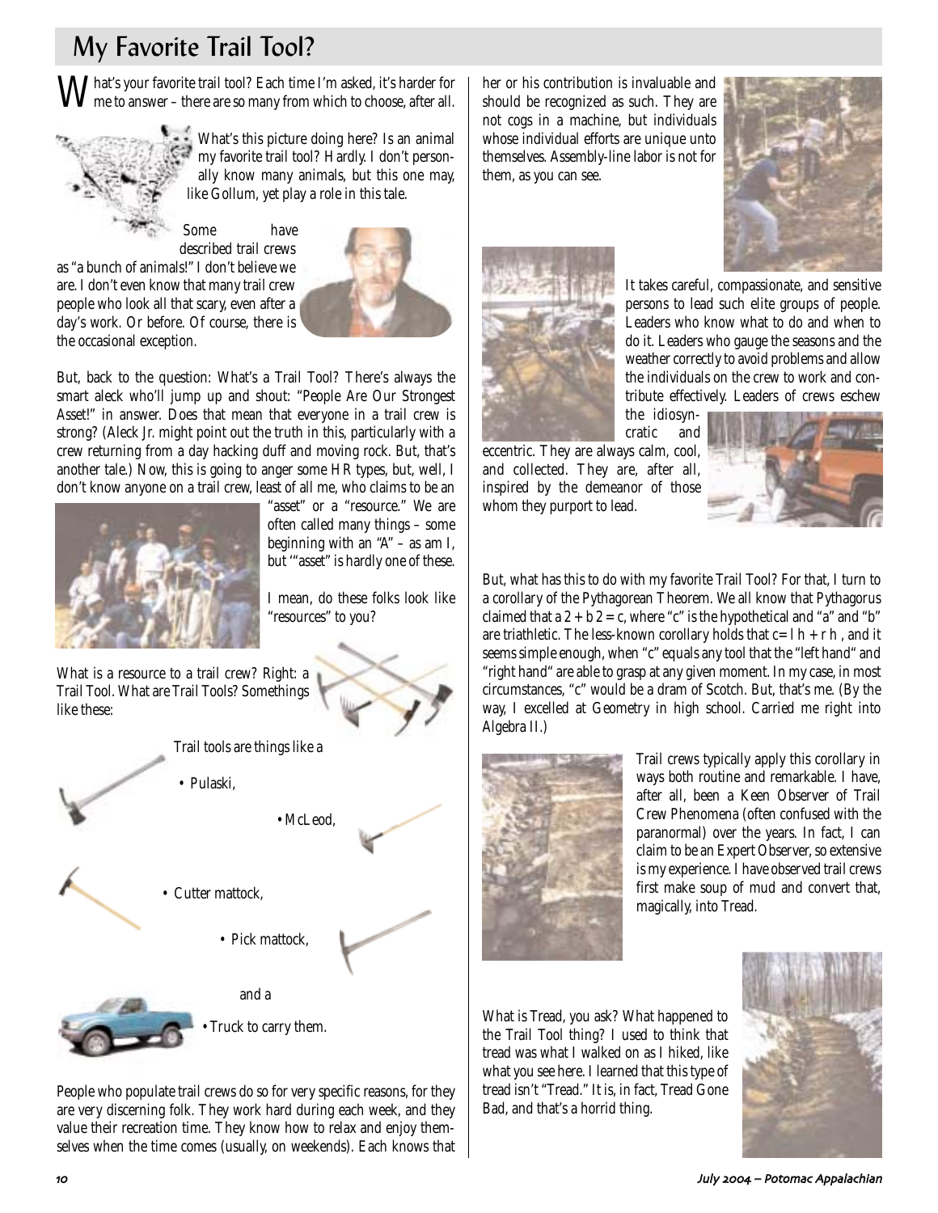# My Favorite Trail Tool?

What's your favorite trail tool? Each time I'm asked, it's harder for me to answer – there are so many from which to choose, after all.

What's this picture doing here? Is an animal my favorite trail tool? Hardly. I don't personally know many animals, but this one may, like Gollum, yet play a role in this tale.

Some have described trail crews as "a bunch of animals!" I don't believe we are. I don't even know that many trail crew people who look all that scary, even after a day's work. Or before. Of course, there is the occasional exception.

But, back to the question: What's a Trail Tool? There's always the smart aleck who'll jump up and shout: "People Are Our Strongest Asset!" in answer. Does that mean that everyone in a trail crew is strong? (Aleck Jr. might point out the truth in this, particularly with a crew returning from a day hacking duff and moving rock. But, that's another tale.) Now, this is going to anger some HR types, but, well, I don't know anyone on a trail crew, least of all me, who claims to be an "asset" or a "resource." We are often called many things – some beginning with an "A" – as am I, but '"asset" is hardly one of these.

I mean, do these folks look like "resources" to you?

What is a resource to a trail crew? Right: a Trail Tool. What are Trail Tools? Somethings like these:

Trail tools are things like a

- Pulaski,
- McLeod,
- Cutter mattock,
- Pick mattock,

and a

- Truck to carry them.

People who populate trail crews do so for very specific reasons, for they are very discerning folk. They work hard during each week, and they value their recreation time. They know how to relax and enjoy themselves when the time comes (usually, on weekends). Each knows that her or his contribution is invaluable and should be recognized as such. They are not cogs in a machine, but individuals whose individual efforts are unique unto themselves. Assembly-line labor is not for them, as you can see.

It takes careful, compassionate, and sensitive persons to lead such elite groups of people. Leaders who know what to do and when to do it. Leaders who gauge the seasons and the weather correctly to avoid problems and allow the individuals on the crew to work and contribute effectively. Leaders of crews eschew the idiosyncratic and eccentric. They are always calm, cool, and collected. They are, after all, inspired by the demeanor of those whom they purport to lead.

But, what has this to do with my favorite Trail Tool? For that, I turn to a corollary of the Pythagorean Theorem. We all know that Pythagorus claimed that $a^2 + b^2 = c$, where "c" is the hypothetical and "a" and "b" are triathletic. The less-known corollary holds that $c = lh + rh$, and it seems simple enough, when "c" equals any tool that the "left hand" and "right hand" are able to grasp at any given moment. In my case, in most circumstances, "c" would be a dram of Scotch. But, that's me. (By the way, I excelled at Geometry in high school. Carried me right into Algebra II.)

Trail crews typically apply this corollary in ways both routine and remarkable. I have, after all, been a Keen Observer of Trail Crew Phenomena (often confused with the paranormal) over the years. In fact, I can claim to be an Expert Observer, so extensive is my experience. I have observed trail crews first make soup of mud and convert that, magically, into Tread.

What is Tread, you ask? What happened to the Trail Tool thing? I used to think that tread was what I walked on as I hiked, like what you see here. I learned that this type of tread isn't "Tread." It is, in fact, Tread Gone Bad, and that's a horrid thing.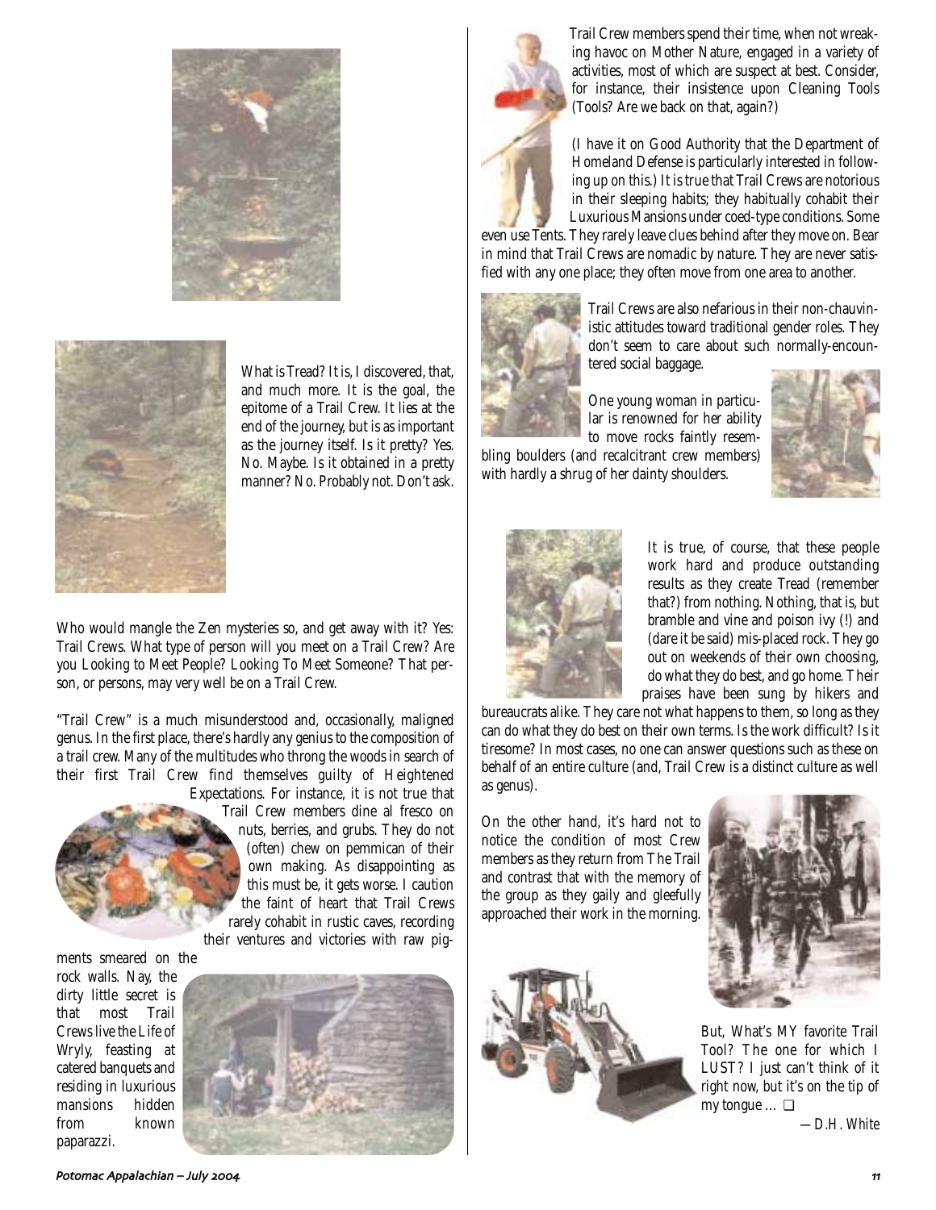What is Tread? It is, I discovered, that, and much more. It is the goal, the epitome of a Trail Crew. It lies at the end of the journey, but is as important as the journey itself. Is it pretty? Yes. No. Maybe. Is it obtained in a pretty manner? No. Probably not. Don't ask.

Who would mangle the Zen mysteries so, and get away with it? Yes: Trail Crews. What type of person will you meet on a Trail Crew? Are you Looking to Meet People? Looking To Meet Someone? That person, or persons, may very well be on a Trail Crew.

"Trail Crew" is a much misunderstood and, occasionally, maligned genus. In the first place, there's hardly any genius to the composition of a trail crew. Many of the multitudes who throng the woods in search of their first Trail Crew find themselves guilty of Heightened Expectations. For instance, it is not true that Trail Crew members dine al fresco on nuts, berries, and grubs. They do not (often) chew on pemmican of their own making. As disappointing as this must be, it gets worse. I caution the faint of heart that Trail Crews rarely cohabit in rustic caves, recording their ventures and victories with raw pigments smeared on the rock walls. Nay, the dirty little secret is that most Trail Crews live the Life of Wryly, feasting at catered banquets and residing in luxurious mansions hidden from known paparazzi.

Trail Crew members spend their time, when not wreaking havoc on Mother Nature, engaged in a variety of activities, most of which are suspect at best. Consider, for instance, their insistence upon Cleaning Tools (Tools? Are we back on that, again?)

(I have it on Good Authority that the Department of Homeland Defense is particularly interested in following up on this.) It is true that Trail Crews are notorious in their sleeping habits; they habitually cohabit their Luxurious Mansions under coed-type conditions. Some even use Tents. They rarely leave clues behind after they move on. Bear in mind that Trail Crews are nomadic by nature. They are never satisfied with any one place; they often move from one area to another.

Trail Crews are also nefarious in their non-chauvinistic attitudes toward traditional gender roles. They don't seem to care about such normally-encountered social baggage.

One young woman in particular is renowned for her ability to move rocks faintly resembling boulders (and recalcitrant crew members) with hardly a shrug of her dainty shoulders.

It is true, of course, that these people work hard and produce outstanding results as they create Tread (remember that?) from nothing. Nothing, that is, but bramble and vine and poison ivy (!) and (dare it be said) mis-placed rock. They go out on weekends of their own choosing, do what they do best, and go home. Their praises have been sung by hikers and bureaucrats alike. They care not what happens to them, so long as they can do what they do best on their own terms. Is the work difficult? Is it tiresome? In most cases, no one can answer questions such as these on behalf of an entire culture (and, Trail Crew is a distinct culture as well as genus).

On the other hand, it's hard not to notice the condition of most Crew members as they return from The Trail and contrast that with the memory of the group as they gaily and gleefully approached their work in the morning.

But, What's MY favorite Trail Tool? The one for which I LUST? I just can't think of it right now, but it's on the tip of my tongue ... ❑

—D.H. White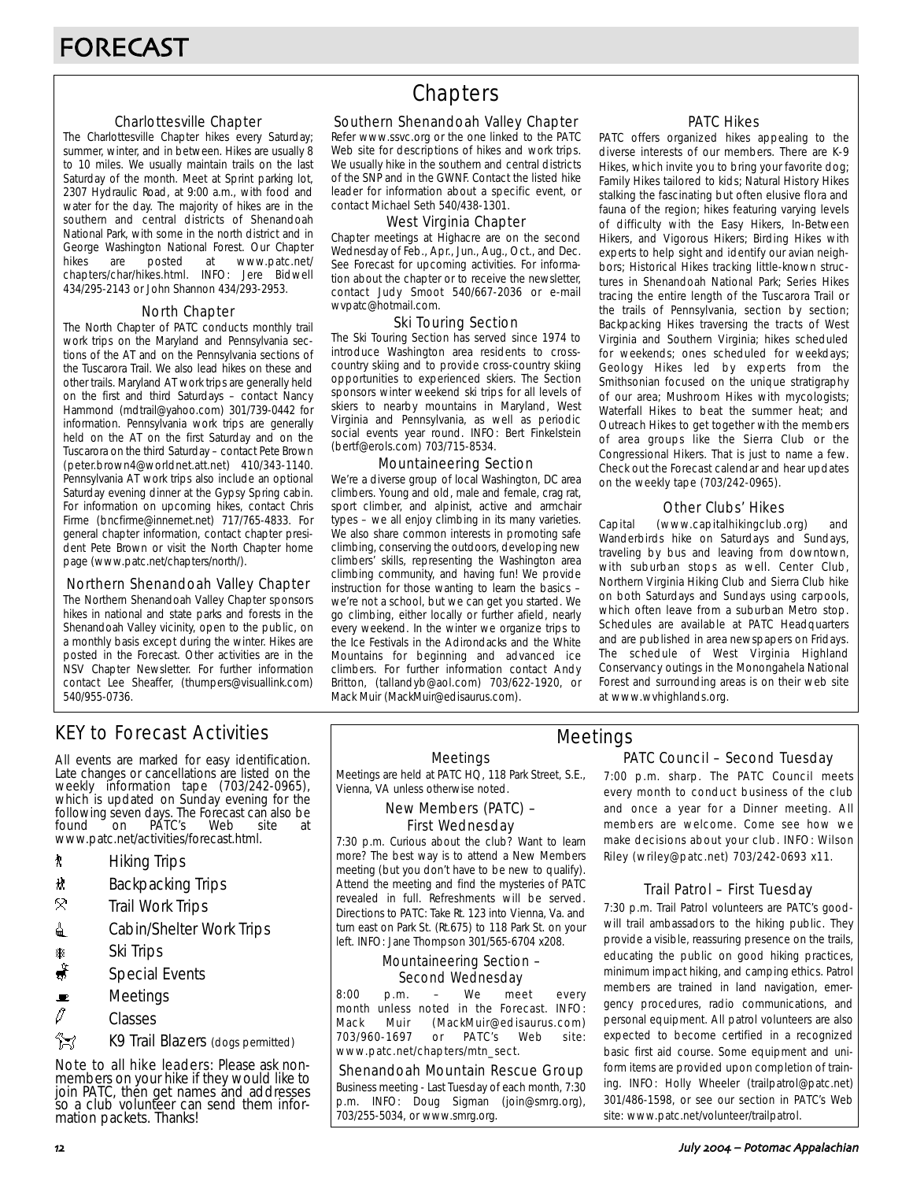# FORECAST

## Chapters

### Charlottesville Chapter

The Charlottesville Chapter hikes every Saturday; summer, winter, and in between. Hikes are usually 8 to 10 miles. We usually maintain trails on the last Saturday of the month. Meet at Sprint parking lot, 2307 Hydraulic Road, at 9:00 a.m., with food and water for the day. The majority of hikes are in the southern and central districts of Shenandoah National Park, with some in the north district and in George Washington National Forest. Our Chapter hikes are posted at www.patc.net/chapters/char/hikes.html. INFO: Jere Bidwell 434/295-2143 or John Shannon 434/293-2953.

### North Chapter

The North Chapter of PATC conducts monthly trail work trips on the Maryland and Pennsylvania sections of the AT and on the Pennsylvania sections of the Tuscarora Trail. We also lead hikes on these and other trails. Maryland AT work trips are generally held on the first and third Saturdays – contact Nancy Hammond (mdtrail@yahoo.com) 301/739-0442 for information. Pennsylvania work trips are generally held on the AT on the first Saturday and on the Tuscarora on the third Saturday – contact Pete Brown (peter.brown4@worldnet.att.net) 410/343-1140. Pennsylvania AT work trips also include an optional Saturday evening dinner at the Gypsy Spring cabin. For information on upcoming hikes, contact Chris Firme (bncfirme@innernet.net) 717/765-4833. For general chapter information, contact chapter president Pete Brown or visit the North Chapter home page (www.patc.net/chapters/north/).

### Northern Shenandoah Valley Chapter

The Northern Shenandoah Valley Chapter sponsors hikes in national and state parks and forests in the Shenandoah Valley vicinity, open to the public, on a monthly basis except during the winter. Hikes are posted in the Forecast. Other activities are in the NSV Chapter Newsletter. For further information contact Lee Sheaffer, (thumpers@visuallink.com) 540/955-0736.

### Southern Shenandoah Valley Chapter

Refer www.ssvc.org or the one linked to the PATC Web site for descriptions of hikes and work trips. We usually hike in the southern and central districts of the SNP and in the GWNF. Contact the listed hike leader for information about a specific event, or contact Michael Seth 540/438-1301.

### West Virginia Chapter

Chapter meetings at Highacre are on the second Wednesday of Feb., Apr., Jun., Aug., Oct., and Dec. See Forecast for upcoming activities. For information about the chapter or to receive the newsletter, contact Judy Smoot 540/667-2036 or e-mail wvpatc@hotmail.com.

### Ski Touring Section

The Ski Touring Section has served since 1974 to introduce Washington area residents to cross-country skiing and to provide cross-country skiing opportunities to experienced skiers. The Section sponsors winter weekend ski trips for all levels of skiers to nearby mountains in Maryland, West Virginia and Pennsylvania, as well as periodic social events year round. INFO: Bert Finkelstein (bertf@erols.com) 703/715-8534.

### Mountaineering Section

We're a diverse group of local Washington, DC area climbers. Young and old, male and female, crag rat, sport climber, and alpinist, active and armchair types – we all enjoy climbing in its many varieties. We also share common interests in promoting safe climbing, conserving the outdoors, developing new climbers' skills, representing the Washington area climbing community, and having fun! We provide instruction for those wanting to learn the basics – we're not a school, but we can get you started. We go climbing, either locally or further afield, nearly every weekend. In the winter we organize trips to the Ice Festivals in the Adirondacks and the White Mountains for beginning and advanced ice climbers. For further information contact Andy Britton, (tallandyb@aol.com) 703/622-1920, or Mack Muir (MackMuir@edisaurus.com).

### PATC Hikes

PATC offers organized hikes appealing to the diverse interests of our members. There are K-9 Hikes, which invite you to bring your favorite dog; Family Hikes tailored to kids; Natural History Hikes stalking the fascinating but often elusive flora and fauna of the region; hikes featuring varying levels of difficulty with the Easy Hikers, In-Between Hikers, and Vigorous Hikers; Birding Hikes with experts to help sight and identify our avian neighbors; Historical Hikes tracking little-known structures in Shenandoah National Park; Series Hikes tracing the entire length of the Tuscarora Trail or the trails of Pennsylvania, section by section; Backpacking Hikes traversing the tracts of West Virginia and Southern Virginia; hikes scheduled for weekends; ones scheduled for weekdays; Geology Hikes led by experts from the Smithsonian focused on the unique stratigraphy of our area; Mushroom Hikes with mycologists; Waterfall Hikes to beat the summer heat; and Outreach Hikes to get together with the members of area groups like the Sierra Club or the Congressional Hikers. That is just to name a few. Check out the Forecast calendar and hear updates on the weekly tape (703/242-0965).

### Other Clubs' Hikes

Capital (www.capitalhikingclub.org) and Wanderbirds hike on Saturdays and Sundays, traveling by bus and leaving from downtown, with suburban stops as well. Center Club, Northern Virginia Hiking Club and Sierra Club hike on both Saturdays and Sundays using carpools, which often leave from a suburban Metro stop. Schedules are available at PATC Headquarters and are published in area newspapers on Fridays. The schedule of West Virginia Highland Conservancy outings in the Monongahela National Forest and surrounding areas is on their web site at www.wvhighlands.org.

## KEY to Forecast Activities

All events are marked for easy identification. Late changes or cancellations are listed on the weekly information tape (703/242-0965), which is updated on Sunday evening for the following seven days. The Forecast can also be found on PATC's Web site at www.patc.net/activities/forecast.html.

- Hiking Trips
- Backpacking Trips
- Trail Work Trips
- Cabin/Shelter Work Trips
- Ski Trips
- Special Events
- Meetings
- Classes
- K9 Trail Blazers (dogs permitted)

Note to all hike leaders: Please ask non-members on your hike if they would like to join PATC, then get names and addresses so a club volunteer can send them information packets. Thanks!

## Meetings

### Meetings

Meetings are held at PATC HQ, 118 Park Street, S.E., Vienna, VA unless otherwise noted.

### New Members (PATC) – First Wednesday

7:30 p.m. Curious about the club? Want to learn more? The best way is to attend a New Members meeting (but you don't have to be new to qualify). Attend the meeting and find the mysteries of PATC revealed in full. Refreshments will be served. Directions to PATC: Take Rt. 123 into Vienna, Va. and turn east on Park St. (Rt.675) to 118 Park St. on your left. INFO: Jane Thompson 301/565-6704 x208.

### Mountaineering Section – Second Wednesday

8:00 p.m. – We meet every month unless noted in the Forecast. INFO: Mack Muir (MackMuir@edisaurus.com) 703/960-1697 or PATC's Web site: www.patc.net/chapters/mtn_sect.

### Shenandoah Mountain Rescue Group

Business meeting - Last Tuesday of each month, 7:30 p.m. INFO: Doug Sigman (join@smrg.org), 703/255-5034, or www.smrg.org.

### PATC Council – Second Tuesday

7:00 p.m. sharp. The PATC Council meets every month to conduct business of the club and once a year for a Dinner meeting. All members are welcome. Come see how we make decisions about your club. INFO: Wilson Riley (wriley@patc.net) 703/242-0693 x11.

### Trail Patrol – First Tuesday

7:30 p.m. Trail Patrol volunteers are PATC's goodwill trail ambassadors to the hiking public. They provide a visible, reassuring presence on the trails, educating the public on good hiking practices, minimum impact hiking, and camping ethics. Patrol members are trained in land navigation, emergency procedures, radio communications, and personal equipment. All patrol volunteers are also expected to become certified in a recognized basic first aid course. Some equipment and uniform items are provided upon completion of training. INFO: Holly Wheeler (trailpatrol@patc.net) 301/486-1598, or see our section in PATC's Web site: www.patc.net/volunteer/trailpatrol.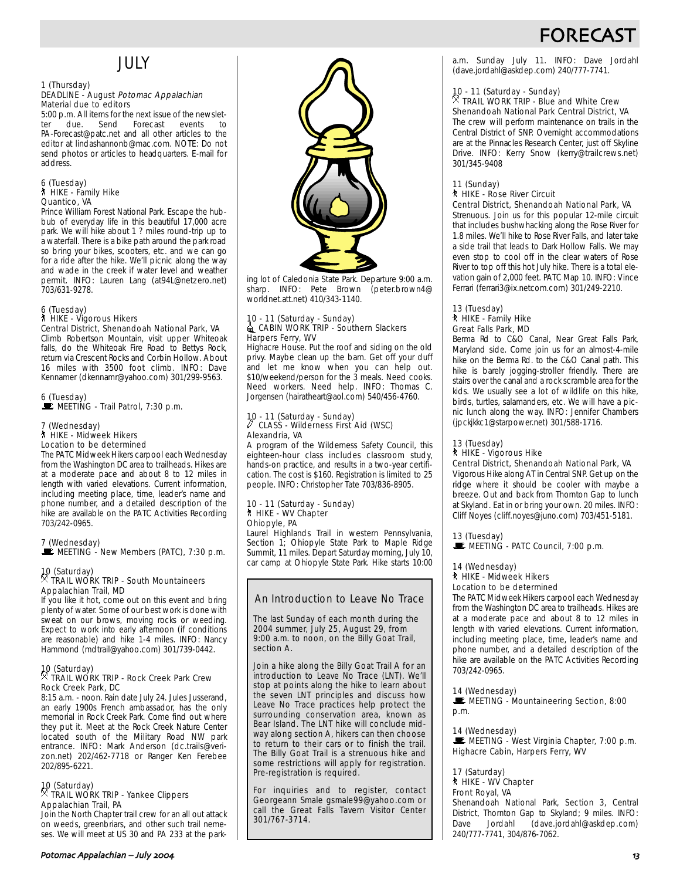# FORECAST

## JULY

**1 (Thursday)**
DEADLINE - August *Potomac Appalachian* Material due to editors
5:00 p.m. All items for the next issue of the newsletter due. Send Forecast events to PA-Forecast@patc.net and all other articles to the editor at lindashannonb@mac.com. NOTE: Do not send photos or articles to headquarters. E-mail for address.

**6 (Tuesday)**
HIKE - Family Hike
Quantico, VA
Prince William Forest National Park. Escape the hubbub of everyday life in this beautiful 17,000 acre park. We will hike about 1 ? miles round-trip up to a waterfall. There is a bike path around the park road so bring your bikes, scooters, etc. and we can go for a ride after the hike. We'll picnic along the way and wade in the creek if water level and weather permit. INFO: Lauren Lang (at94L@netzero.net) 703/631-9278.

**6 (Tuesday)**
HIKE - Vigorous Hikers
Central District, Shenandoah National Park, VA
Climb Robertson Mountain, visit upper Whiteoak falls, do the Whiteoak Fire Road to Bettys Rock, return via Crescent Rocks and Corbin Hollow. About 16 miles with 3500 foot climb. INFO: Dave Kennamer (dkennamr@yahoo.com) 301/299-9563.

**6 (Tuesday)**
MEETING - Trail Patrol, 7:30 p.m.

**7 (Wednesday)**
HIKE - Midweek Hikers
Location to be determined
The PATC Midweek Hikers carpool each Wednesday from the Washington DC area to trailheads. Hikes are at a moderate pace and about 8 to 12 miles in length with varied elevations. Current information, including meeting place, time, leader's name and phone number, and a detailed description of the hike are available on the PATC Activities Recording 703/242-0965.

**7 (Wednesday)**
MEETING - New Members (PATC), 7:30 p.m.

**10 (Saturday)**
TRAIL WORK TRIP - South Mountaineers
Appalachian Trail, MD
If you like it hot, come out on this event and bring plenty of water. Some of our best work is done with sweat on our brows, moving rocks or weeding. Expect to work into early afternoon (if conditions are reasonable) and hike 1-4 miles. INFO: Nancy Hammond (mdtrail@yahoo.com) 301/739-0442.

**10 (Saturday)**
TRAIL WORK TRIP - Rock Creek Park Crew
Rock Creek Park, DC
8:15 a.m. - noon. Rain date July 24. Jules Jusserand, an early 1900s French ambassador, has the only memorial in Rock Creek Park. Come find out where they put it. Meet at the Rock Creek Nature Center located south of the Military Road NW park entrance. INFO: Mark Anderson (dc.trails@verizon.net) 202/462-7718 or Ranger Ken Ferebee 202/895-6221.

**10 (Saturday)**
TRAIL WORK TRIP - Yankee Clippers
Appalachian Trail, PA
Join the North Chapter trail crew for an all out attack on weeds, greenbriars, and other such trail nemeses. We will meet at US 30 and PA 233 at the parking lot of Caledonia State Park. Departure 9:00 a.m. sharp. INFO: Pete Brown (peter.brown4@worldnet.att.net) 410/343-1140.

**10 - 11 (Saturday - Sunday)**
CABIN WORK TRIP - Southern Slackers
Harpers Ferry, WV
Highacre House. Put the roof and siding on the old privy. Maybe clean up the barn. Get off your duff and let me know when you can help out. $10/weekend/person for the 3 meals. Need cooks. Need workers. Need help. INFO: Thomas C. Jorgensen (hairatheart@aol.com) 540/456-4760.

**10 - 11 (Saturday - Sunday)**
CLASS - Wilderness First Aid (WSC)
Alexandria, VA
A program of the Wilderness Safety Council, this eighteen-hour class includes classroom study, hands-on practice, and results in a two-year certification. The cost is $160. Registration is limited to 25 people. INFO: Christopher Tate 703/836-8905.

**10 - 11 (Saturday - Sunday)**
HIKE - WV Chapter
Ohiopyle, PA
Laurel Highlands Trail in western Pennsylvania, Section 1; Ohiopyle State Park to Maple Ridge Summit, 11 miles. Depart Saturday morning, July 10, car camp at Ohiopyle State Park. Hike starts 10:00 a.m. Sunday July 11. INFO: Dave Jordahl (dave.jordahl@askdep.com) 240/777-7741.

### An Introduction to Leave No Trace

The last Sunday of each month during the 2004 summer, July 25, August 29, from 9:00 a.m. to noon, on the Billy Goat Trail, section A.

Join a hike along the Billy Goat Trail A for an introduction to Leave No Trace (LNT). We'll stop at points along the hike to learn about the seven LNT principles and discuss how Leave No Trace practices help protect the surrounding conservation area, known as Bear Island. The LNT hike will conclude midway along section A, hikers can then choose to return to their cars or to finish the trail. The Billy Goat Trail is a strenuous hike and some restrictions will apply for registration. Pre-registration is required.

For inquiries and to register, contact Georgeann Smale gsmale99@yahoo.com or call the Great Falls Tavern Visitor Center 301/767-3714.

**10 - 11 (Saturday - Sunday)**
TRAIL WORK TRIP - Blue and White Crew
Shenandoah National Park Central District, VA
The crew will perform maintenance on trails in the Central District of SNP. Overnight accommodations are at the Pinnacles Research Center, just off Skyline Drive. INFO: Kerry Snow (kerry@trailcrews.net) 301/345-9408

**11 (Sunday)**
HIKE - Rose River Circuit
Central District, Shenandoah National Park, VA
Strenuous. Join us for this popular 12-mile circuit that includes bushwhacking along the Rose River for 1.8 miles. We'll hike to Rose River Falls, and later take a side trail that leads to Dark Hollow Falls. We may even stop to cool off in the clear waters of Rose River to top off this hot July hike. There is a total elevation gain of 2,000 feet. PATC Map 10. INFO: Vince Ferrari (ferrari3@ix.netcom.com) 301/249-2210.

**13 (Tuesday)**
HIKE - Family Hike
Great Falls Park, MD
Berma Rd to C&O Canal, Near Great Falls Park, Maryland side. Come join us for an almost-4-mile hike on the Berma Rd. to the C&O Canal path. This hike is barely jogging-stroller friendly. There are stairs over the canal and a rock scramble area for the kids. We usually see a lot of wildlife on this hike, birds, turtles, salamanders, etc. We will have a picnic lunch along the way. INFO: Jennifer Chambers (jpckjkkc1@starpower.net) 301/588-1716.

**13 (Tuesday)**
HIKE - Vigorous Hike
Central District, Shenandoah National Park, VA
Vigorous Hike along AT in Central SNP. Get up on the ridge where it should be cooler with maybe a breeze. Out and back from Thornton Gap to lunch at Skyland. Eat in or bring your own. 20 miles. INFO: Cliff Noyes (cliff.noyes@juno.com) 703/451-5181.

**13 (Tuesday)**
MEETING - PATC Council, 7:00 p.m.

**14 (Wednesday)**
HIKE - Midweek Hikers
Location to be determined
The PATC Midweek Hikers carpool each Wednesday from the Washington DC area to trailheads. Hikes are at a moderate pace and about 8 to 12 miles in length with varied elevations. Current information, including meeting place, time, leader's name and phone number, and a detailed description of the hike are available on the PATC Activities Recording 703/242-0965.

**14 (Wednesday)**
MEETING - Mountaineering Section, 8:00 p.m.

**14 (Wednesday)**
MEETING - West Virginia Chapter, 7:00 p.m.
Highacre Cabin, Harpers Ferry, WV

**17 (Saturday)**
HIKE - WV Chapter
Front Royal, VA
Shenandoah National Park, Section 3, Central District, Thornton Gap to Skyland; 9 miles. INFO: Dave Jordahl (dave.jordahl@askdep.com) 240/777-7741, 304/876-7062.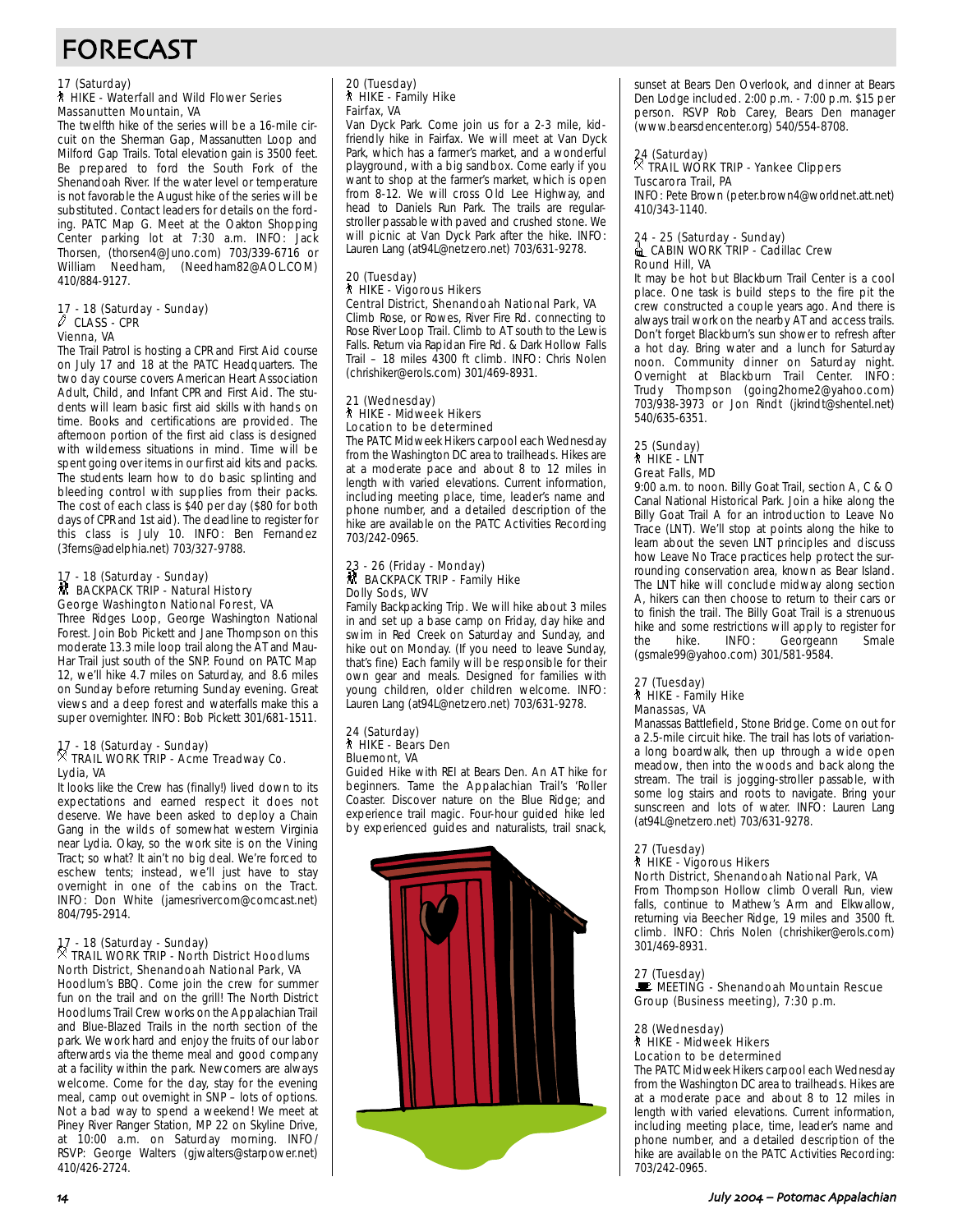# FORECAST

17 (Saturday)
HIKE - Waterfall and Wild Flower Series
Massanutten Mountain, VA

The twelfth hike of the series will be a 16-mile circuit on the Sherman Gap, Massanutten Loop and Milford Gap Trails. Total elevation gain is 3500 feet. Be prepared to ford the South Fork of the Shenandoah River. If the water level or temperature is not favorable the August hike of the series will be substituted. Contact leaders for details on the fording. PATC Map G. Meet at the Oakton Shopping Center parking lot at 7:30 a.m. INFO: Jack Thorsen, (thorsen4@Juno.com) 703/339-6716 or William Needham, (Needham82@AOL.COM) 410/884-9127.

17 - 18 (Saturday - Sunday)
CLASS - CPR
Vienna, VA

The Trail Patrol is hosting a CPR and First Aid course on July 17 and 18 at the PATC Headquarters. The two day course covers American Heart Association Adult, Child, and Infant CPR and First Aid. The students will learn basic first aid skills with hands on time. Books and certifications are provided. The afternoon portion of the first aid class is designed with wilderness situations in mind. Time will be spent going over items in our first aid kits and packs. The students learn how to do basic splinting and bleeding control with supplies from their packs. The cost of each class is $40 per day ($80 for both days of CPR and 1st aid). The deadline to register for this class is July 10. INFO: Ben Fernandez (3ferns@adelphia.net) 703/327-9788.

17 - 18 (Saturday - Sunday)
BACKPACK TRIP - Natural History
George Washington National Forest, VA

Three Ridges Loop, George Washington National Forest. Join Bob Pickett and Jane Thompson on this moderate 13.3 mile loop trail along the AT and Mau-Har Trail just south of the SNP. Found on PATC Map 12, we'll hike 4.7 miles on Saturday, and 8.6 miles on Sunday before returning Sunday evening. Great views and a deep forest and waterfalls make this a super overnighter. INFO: Bob Pickett 301/681-1511.

17 - 18 (Saturday - Sunday)
TRAIL WORK TRIP - Acme Treadway Co.
Lydia, VA

It looks like the Crew has (finally!) lived down to its expectations and earned respect it does not deserve. We have been asked to deploy a Chain Gang in the wilds of somewhat western Virginia near Lydia. Okay, so the work site is on the Vining Tract; so what? It ain't no big deal. We're forced to eschew tents; instead, we'll just have to stay overnight in one of the cabins on the Tract. INFO: Don White (jamesrivercom@comcast.net) 804/795-2914.

17 - 18 (Saturday - Sunday)
TRAIL WORK TRIP - North District Hoodlums
North District, Shenandoah National Park, VA

Hoodlum's BBQ. Come join the crew for summer fun on the trail and on the grill! The North District Hoodlums Trail Crew works on the Appalachian Trail and Blue-Blazed Trails in the north section of the park. We work hard and enjoy the fruits of our labor afterwards via the theme meal and good company at a facility within the park. Newcomers are always welcome. Come for the day, stay for the evening meal, camp out overnight in SNP – lots of options. Not a bad way to spend a weekend! We meet at Piney River Ranger Station, MP 22 on Skyline Drive, at 10:00 a.m. on Saturday morning. INFO/RSVP: George Walters (gjwalters@starpower.net) 410/426-2724.

20 (Tuesday)
HIKE - Family Hike
Fairfax, VA

Van Dyck Park. Come join us for a 2-3 mile, kid-friendly hike in Fairfax. We will meet at Van Dyck Park, which has a farmer's market, and a wonderful playground, with a big sandbox. Come early if you want to shop at the farmer's market, which is open from 8-12. We will cross Old Lee Highway, and head to Daniels Run Park. The trails are regular-stroller passable with paved and crushed stone. We will picnic at Van Dyck Park after the hike. INFO: Lauren Lang (at94L@netzero.net) 703/631-9278.

20 (Tuesday)
HIKE - Vigorous Hikers
Central District, Shenandoah National Park, VA

Climb Rose, or Rowes, River Fire Rd. connecting to Rose River Loop Trail. Climb to AT south to the Lewis Falls. Return via Rapidan Fire Rd. & Dark Hollow Falls Trail – 18 miles 4300 ft climb. INFO: Chris Nolen (chrishiker@erols.com) 301/469-8931.

21 (Wednesday)
HIKE - Midweek Hikers
Location to be determined

The PATC Midweek Hikers carpool each Wednesday from the Washington DC area to trailheads. Hikes are at a moderate pace and about 8 to 12 miles in length with varied elevations. Current information, including meeting place, time, leader's name and phone number, and a detailed description of the hike are available on the PATC Activities Recording 703/242-0965.

23 - 26 (Friday - Monday)
BACKPACK TRIP - Family Hike
Dolly Sods, WV

Family Backpacking Trip. We will hike about 3 miles in and set up a base camp on Friday, day hike and swim in Red Creek on Saturday and Sunday, and hike out on Monday. (If you need to leave Sunday, that's fine) Each family will be responsible for their own gear and meals. Designed for families with young children, older children welcome. INFO: Lauren Lang (at94L@netzero.net) 703/631-9278.

24 (Saturday)
HIKE - Bears Den
Bluemont, VA

Guided Hike with REI at Bears Den. An AT hike for beginners. Tame the Appalachian Trail's 'Roller Coaster. Discover nature on the Blue Ridge; and experience trail magic. Four-hour guided hike led by experienced guides and naturalists, trail snack, sunset at Bears Den Overlook, and dinner at Bears Den Lodge included. 2:00 p.m. - 7:00 p.m. $15 per person. RSVP Rob Carey, Bears Den manager (www.bearsdencenter.org) 540/554-8708.

24 (Saturday)
TRAIL WORK TRIP - Yankee Clippers
Tuscarora Trail, PA

INFO: Pete Brown (peter.brown4@worldnet.att.net) 410/343-1140.

24 - 25 (Saturday - Sunday)
CABIN WORK TRIP - Cadillac Crew
Round Hill, VA

It may be hot but Blackburn Trail Center is a cool place. One task is build steps to the fire pit the crew constructed a couple years ago. And there is always trail work on the nearby AT and access trails. Don't forget Blackburn's sun shower to refresh after a hot day. Bring water and a lunch for Saturday noon. Community dinner on Saturday night. Overnight at Blackburn Trail Center. INFO: Trudy Thompson (going2home2@yahoo.com) 703/938-3973 or Jon Rindt (jkrindt@shentel.net) 540/635-6351.

25 (Sunday)
HIKE - LNT
Great Falls, MD

9:00 a.m. to noon. Billy Goat Trail, section A, C & O Canal National Historical Park. Join a hike along the Billy Goat Trail A for an introduction to Leave No Trace (LNT). We'll stop at points along the hike to learn about the seven LNT principles and discuss how Leave No Trace practices help protect the surrounding conservation area, known as Bear Island. The LNT hike will conclude midway along section A, hikers can then choose to return to their cars or to finish the trail. The Billy Goat Trail is a strenuous hike and some restrictions will apply to register for the hike. INFO: Georgeann Smale (gsmale99@yahoo.com) 301/581-9584.

27 (Tuesday)
HIKE - Family Hike
Manassas, VA

Manassas Battlefield, Stone Bridge. Come on out for a 2.5-mile circuit hike. The trail has lots of variation- a long boardwalk, then up through a wide open meadow, then into the woods and back along the stream. The trail is jogging-stroller passable, with some log stairs and roots to navigate. Bring your sunscreen and lots of water. INFO: Lauren Lang (at94L@netzero.net) 703/631-9278.

27 (Tuesday)
HIKE - Vigorous Hikers
North District, Shenandoah National Park, VA

From Thompson Hollow climb Overall Run, view falls, continue to Mathew's Arm and Elkwallow, returning via Beecher Ridge, 19 miles and 3500 ft. climb. INFO: Chris Nolen (chrishiker@erols.com) 301/469-8931.

27 (Tuesday)
MEETING - Shenandoah Mountain Rescue Group (Business meeting), 7:30 p.m.

28 (Wednesday)
HIKE - Midweek Hikers
Location to be determined

The PATC Midweek Hikers carpool each Wednesday from the Washington DC area to trailheads. Hikes are at a moderate pace and about 8 to 12 miles in length with varied elevations. Current information, including meeting place, time, leader's name and phone number, and a detailed description of the hike are available on the PATC Activities Recording: 703/242-0965.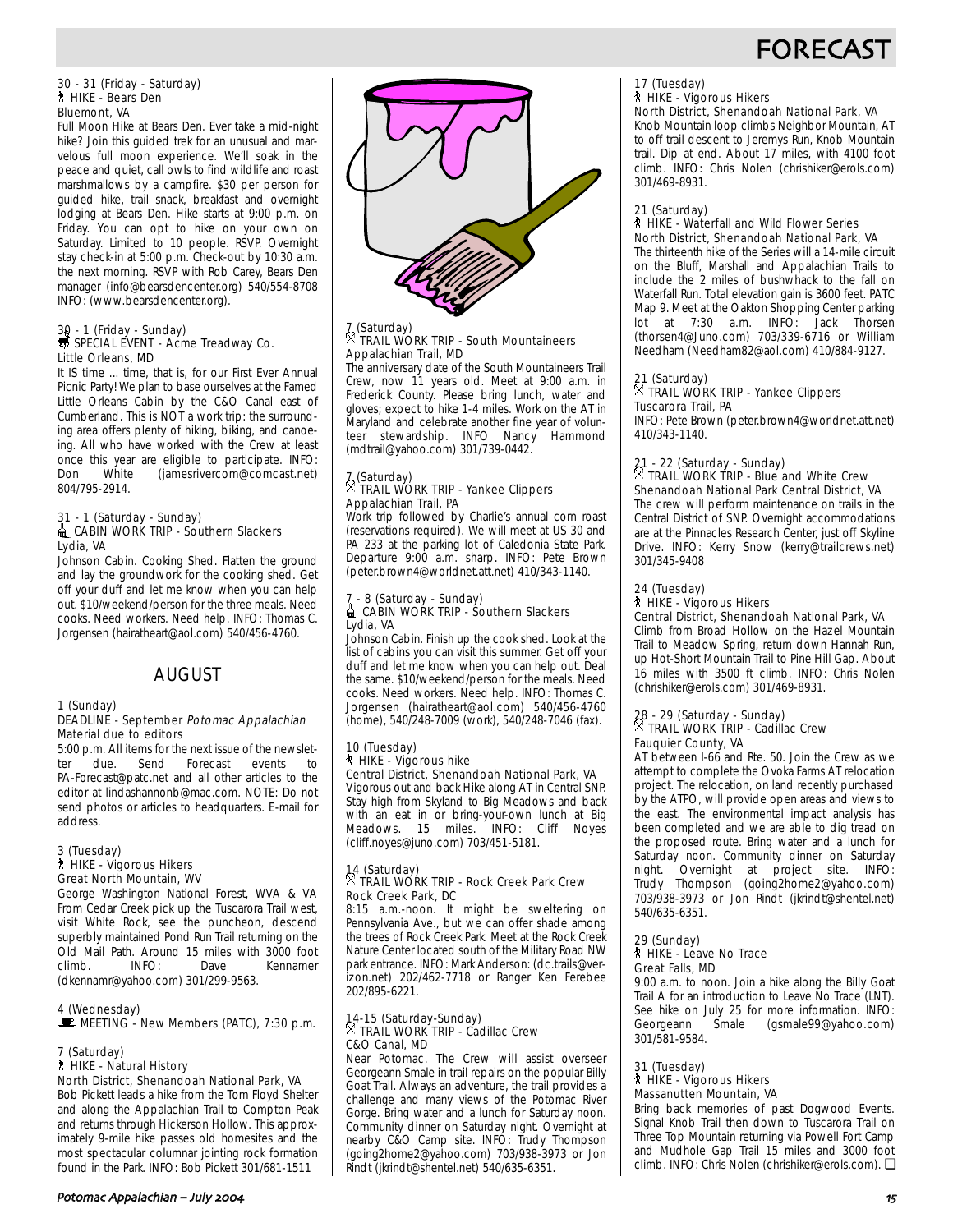# FORECAST

30 - 31 (Friday - Saturday)
HIKE - Bears Den
Bluemont, VA

Full Moon Hike at Bears Den. Ever take a mid-night hike? Join this guided trek for an unusual and marvelous full moon experience. We'll soak in the peace and quiet, call owls to find wildlife and roast marshmallows by a campfire. $30 per person for guided hike, trail snack, breakfast and overnight lodging at Bears Den. Hike starts at 9:00 p.m. on Friday. You can opt to hike on your own on Saturday. Limited to 10 people. RSVP. Overnight stay check-in at 5:00 p.m. Check-out by 10:30 a.m. the next morning. RSVP with Rob Carey, Bears Den manager (info@bearsdencenter.org) 540/554-8708 INFO: (www.bearsdencenter.org).

30 - 1 (Friday - Sunday)
SPECIAL EVENT - Acme Treadway Co.
Little Orleans, MD

It IS time … time, that is, for our First Ever Annual Picnic Party! We plan to base ourselves at the Famed Little Orleans Cabin by the C&O Canal east of Cumberland. This is NOT a work trip: the surrounding area offers plenty of hiking, biking, and canoeing. All who have worked with the Crew at least once this year are eligible to participate. INFO: Don White (jamesrivercom@comcast.net) 804/795-2914.

31 - 1 (Saturday - Sunday)
CABIN WORK TRIP - Southern Slackers
Lydia, VA

Johnson Cabin. Cooking Shed. Flatten the ground and lay the groundwork for the cooking shed. Get off your duff and let me know when you can help out. $10/weekend/person for the three meals. Need cooks. Need workers. Need help. INFO: Thomas C. Jorgensen (hairatheart@aol.com) 540/456-4760.

## AUGUST

1 (Sunday)
DEADLINE - September *Potomac Appalachian* Material due to editors

5:00 p.m. All items for the next issue of the newsletter due. Send Forecast events to PA-Forecast@patc.net and all other articles to the editor at lindashannonb@mac.com. NOTE: Do not send photos or articles to headquarters. E-mail for address.

3 (Tuesday)
HIKE - Vigorous Hikers
Great North Mountain, WV

George Washington National Forest, WVA & VA From Cedar Creek pick up the Tuscarora Trail west, visit White Rock, see the puncheon, descend superbly maintained Pond Run Trail returning on the Old Mail Path. Around 15 miles with 3000 foot climb. INFO: Dave Kennamer (dkennamr@yahoo.com) 301/299-9563.

4 (Wednesday)
MEETING - New Members (PATC), 7:30 p.m.

7 (Saturday)
HIKE - Natural History
North District, Shenandoah National Park, VA

Bob Pickett leads a hike from the Tom Floyd Shelter and along the Appalachian Trail to Compton Peak and returns through Hickerson Hollow. This approximately 9-mile hike passes old homesites and the most spectacular columnar jointing rock formation found in the Park. INFO: Bob Pickett 301/681-1511

7 (Saturday)
TRAIL WORK TRIP - South Mountaineers
Appalachian Trail, MD

The anniversary date of the South Mountaineers Trail Crew, now 11 years old. Meet at 9:00 a.m. in Frederick County. Please bring lunch, water and gloves; expect to hike 1-4 miles. Work on the AT in Maryland and celebrate another fine year of volunteer stewardship. INFO Nancy Hammond (mdtrail@yahoo.com) 301/739-0442.

7 (Saturday)
TRAIL WORK TRIP - Yankee Clippers
Appalachian Trail, PA

Work trip followed by Charlie's annual corn roast (reservations required). We will meet at US 30 and PA 233 at the parking lot of Caledonia State Park. Departure 9:00 a.m. sharp. INFO: Pete Brown (peter.brown4@worldnet.att.net) 410/343-1140.

7 - 8 (Saturday - Sunday)
CABIN WORK TRIP - Southern Slackers
Lydia, VA

Johnson Cabin. Finish up the cook shed. Look at the list of cabins you can visit this summer. Get off your duff and let me know when you can help out. Deal the same. $10/weekend/person for the meals. Need cooks. Need workers. Need help. INFO: Thomas C. Jorgensen (hairatheart@aol.com) 540/456-4760 (home), 540/248-7009 (work), 540/248-7046 (fax).

10 (Tuesday)
HIKE - Vigorous hike
Central District, Shenandoah National Park, VA

Vigorous out and back Hike along AT in Central SNP. Stay high from Skyland to Big Meadows and back with an eat in or bring-your-own lunch at Big Meadows. 15 miles. INFO: Cliff Noyes (cliff.noyes@juno.com) 703/451-5181.

14 (Saturday)
TRAIL WORK TRIP - Rock Creek Park Crew
Rock Creek Park, DC

8:15 a.m.-noon. It might be sweltering on Pennsylvania Ave., but we can offer shade among the trees of Rock Creek Park. Meet at the Rock Creek Nature Center located south of the Military Road NW park entrance. INFO: Mark Anderson: (dc.trails@verizon.net) 202/462-7718 or Ranger Ken Ferebee 202/895-6221.

14-15 (Saturday-Sunday)
TRAIL WORK TRIP - Cadillac Crew
C&O Canal, MD

Near Potomac. The Crew will assist overseer Georgeann Smale in trail repairs on the popular Billy Goat Trail. Always an adventure, the trail provides a challenge and many views of the Potomac River Gorge. Bring water and a lunch for Saturday noon. Community dinner on Saturday night. Overnight at nearby C&O Camp site. INFO: Trudy Thompson (going2home2@yahoo.com) 703/938-3973 or Jon Rindt (jkrindt@shentel.net) 540/635-6351.

17 (Tuesday)
HIKE - Vigorous Hikers
North District, Shenandoah National Park, VA

Knob Mountain loop climbs Neighbor Mountain, AT to off trail descent to Jeremys Run, Knob Mountain trail. Dip at end. About 17 miles, with 4100 foot climb. INFO: Chris Nolen (chrishiker@erols.com) 301/469-8931.

21 (Saturday)
HIKE - Waterfall and Wild Flower Series
North District, Shenandoah National Park, VA

The thirteenth hike of the Series will a 14-mile circuit on the Bluff, Marshall and Appalachian Trails to include the 2 miles of bushwhack to the fall on Waterfall Run. Total elevation gain is 3600 feet. PATC Map 9. Meet at the Oakton Shopping Center parking lot at 7:30 a.m. INFO: Jack Thorsen (thorsen4@Juno.com) 703/339-6716 or William Needham (Needham82@aol.com) 410/884-9127.

21 (Saturday)
TRAIL WORK TRIP - Yankee Clippers
Tuscarora Trail, PA

INFO: Pete Brown (peter.brown4@worldnet.att.net) 410/343-1140.

21 - 22 (Saturday - Sunday)
TRAIL WORK TRIP - Blue and White Crew
Shenandoah National Park Central District, VA

The crew will perform maintenance on trails in the Central District of SNP. Overnight accommodations are at the Pinnacles Research Center, just off Skyline Drive. INFO: Kerry Snow (kerry@trailcrews.net) 301/345-9408

24 (Tuesday)
HIKE - Vigorous Hikers
Central District, Shenandoah National Park, VA

Climb from Broad Hollow on the Hazel Mountain Trail to Meadow Spring, return down Hannah Run, up Hot-Short Mountain Trail to Pine Hill Gap. About 16 miles with 3500 ft climb. INFO: Chris Nolen (chrishiker@erols.com) 301/469-8931.

28 - 29 (Saturday - Sunday)
TRAIL WORK TRIP - Cadillac Crew
Fauquier County, VA

AT between I-66 and Rte. 50. Join the Crew as we attempt to complete the Ovoka Farms AT relocation project. The relocation, on land recently purchased by the ATPO, will provide open areas and views to the east. The environmental impact analysis has been completed and we are able to dig tread on the proposed route. Bring water and a lunch for Saturday noon. Community dinner on Saturday night. Overnight at project site. INFO: Trudy Thompson (going2home2@yahoo.com) 703/938-3973 or Jon Rindt (jkrindt@shentel.net) 540/635-6351.

29 (Sunday)
HIKE - Leave No Trace
Great Falls, MD

9:00 a.m. to noon. Join a hike along the Billy Goat Trail A for an introduction to Leave No Trace (LNT). See hike on July 25 for more information. INFO: Georgeann Smale (gsmale99@yahoo.com) 301/581-9584.

31 (Tuesday)
HIKE - Vigorous Hikers
Massanutten Mountain, VA

Bring back memories of past Dogwood Events. Signal Knob Trail then down to Tuscarora Trail on Three Top Mountain returning via Powell Fort Camp and Mudhole Gap Trail 15 miles and 3000 foot climb. INFO: Chris Nolen (chrishiker@erols.com). ❑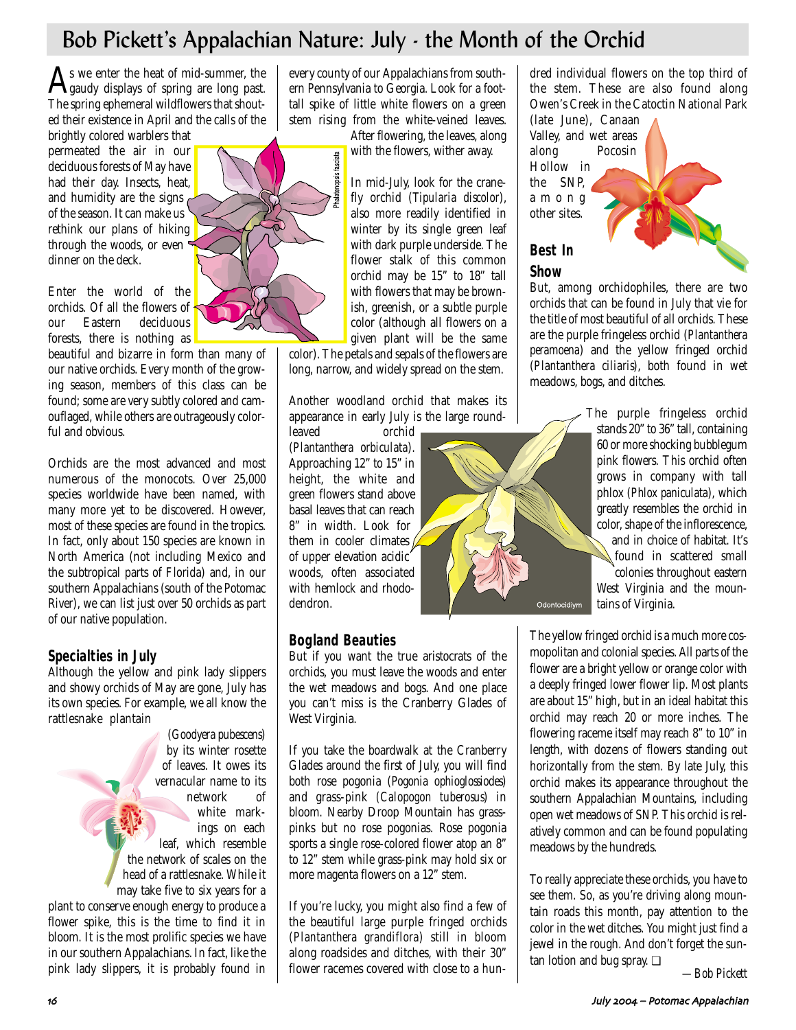# Bob Pickett's Appalachian Nature: July - the Month of the Orchid

As we enter the heat of mid-summer, the gaudy displays of spring are long past. The spring ephemeral wildflowers that shouted their existence in April and the calls of the brightly colored warblers that permeated the air in our deciduous forests of May have had their day. Insects, heat, and humidity are the signs of the season. It can make us rethink our plans of hiking through the woods, or even dinner on the deck.

Enter the world of the orchids. Of all the flowers of our Eastern deciduous forests, there is nothing as beautiful and bizarre in form than many of our native orchids. Every month of the growing season, members of this class can be found; some are very subtly colored and camouflaged, while others are outrageously colorful and obvious.

Orchids are the most advanced and most numerous of the monocots. Over 25,000 species worldwide have been named, with many more yet to be discovered. However, most of these species are found in the tropics. In fact, only about 150 species are known in North America (not including Mexico and the subtropical parts of Florida) and, in our southern Appalachians (south of the Potomac River), we can list just over 50 orchids as part of our native population.

Phalaenopsis fasciata

## Specialties in July

Although the yellow and pink lady slippers and showy orchids of May are gone, July has its own species. For example, we all know the rattlesnake plantain (*Goodyera pubescens*) by its winter rosette of leaves. It owes its vernacular name to its network of white markings on each leaf, which resemble the network of scales on the head of a rattlesnake. While it may take five to six years for a plant to conserve enough energy to produce a flower spike, this is the time to find it in bloom. It is the most prolific species we have in our southern Appalachians. In fact, like the pink lady slippers, it is probably found in every county of our Appalachians from southern Pennsylvania to Georgia. Look for a foot-tall spike of little white flowers on a green stem rising from the white-veined leaves. After flowering, the leaves, along with the flowers, wither away.

In mid-July, look for the cranefly orchid (*Tipularia discolor*), also more readily identified in winter by its single green leaf with dark purple underside. The flower stalk of this common orchid may be 15" to 18" tall with flowers that may be brownish, greenish, or a subtle purple color (although all flowers on a given plant will be the same color). The petals and sepals of the flowers are long, narrow, and widely spread on the stem.

Another woodland orchid that makes its appearance in early July is the large round-leaved orchid (*Plantanthera orbiculata*). Approaching 12" to 15" in height, the white and green flowers stand above basal leaves that can reach 8" in width. Look for them in cooler climates of upper elevation acidic woods, often associated with hemlock and rhododendron.

Odontocidiym

## Bogland Beauties

But if you want the true aristocrats of the orchids, you must leave the woods and enter the wet meadows and bogs. And one place you can't miss is the Cranberry Glades of West Virginia.

If you take the boardwalk at the Cranberry Glades around the first of July, you will find both rose pogonia (*Pogonia ophioglossiodes*) and grass-pink (*Calopogon tuberosus*) in bloom. Nearby Droop Mountain has grass-pinks but no rose pogonias. Rose pogonia sports a single rose-colored flower atop an 8" to 12" stem while grass-pink may hold six or more magenta flowers on a 12" stem.

If you're lucky, you might also find a few of the beautiful large purple fringed orchids (*Plantanthera grandiflora*) still in bloom along roadsides and ditches, with their 30" flower racemes covered with close to a hundred individual flowers on the top third of the stem. These are also found along Owen's Creek in the Catoctin National Park (late June), Canaan Valley, and wet areas along Pocosin Hollow in the SNP, among other sites.

## Best In Show

But, among orchidophiles, there are two orchids that can be found in July that vie for the title of most beautiful of all orchids. These are the purple fringeless orchid (*Plantanthera peramoena*) and the yellow fringed orchid (*Plantanthera ciliaris*), both found in wet meadows, bogs, and ditches.

The purple fringeless orchid stands 20" to 36" tall, containing 60 or more shocking bubblegum pink flowers. This orchid often grows in company with tall phlox (*Phlox paniculata*), which greatly resembles the orchid in color, shape of the inflorescence, and in choice of habitat. It's found in scattered small colonies throughout eastern West Virginia and the mountains of Virginia.

The yellow fringed orchid is a much more cosmopolitan and colonial species. All parts of the flower are a bright yellow or orange color with a deeply fringed lower flower lip. Most plants are about 15" high, but in an ideal habitat this orchid may reach 20 or more inches. The flowering raceme itself may reach 8" to 10" in length, with dozens of flowers standing out horizontally from the stem. By late July, this orchid makes its appearance throughout the southern Appalachian Mountains, including open wet meadows of SNP. This orchid is relatively common and can be found populating meadows by the hundreds.

To really appreciate these orchids, you have to see them. So, as you're driving along mountain roads this month, pay attention to the color in the wet ditches. You might just find a jewel in the rough. And don't forget the suntan lotion and bug spray. ❑

*—Bob Pickett*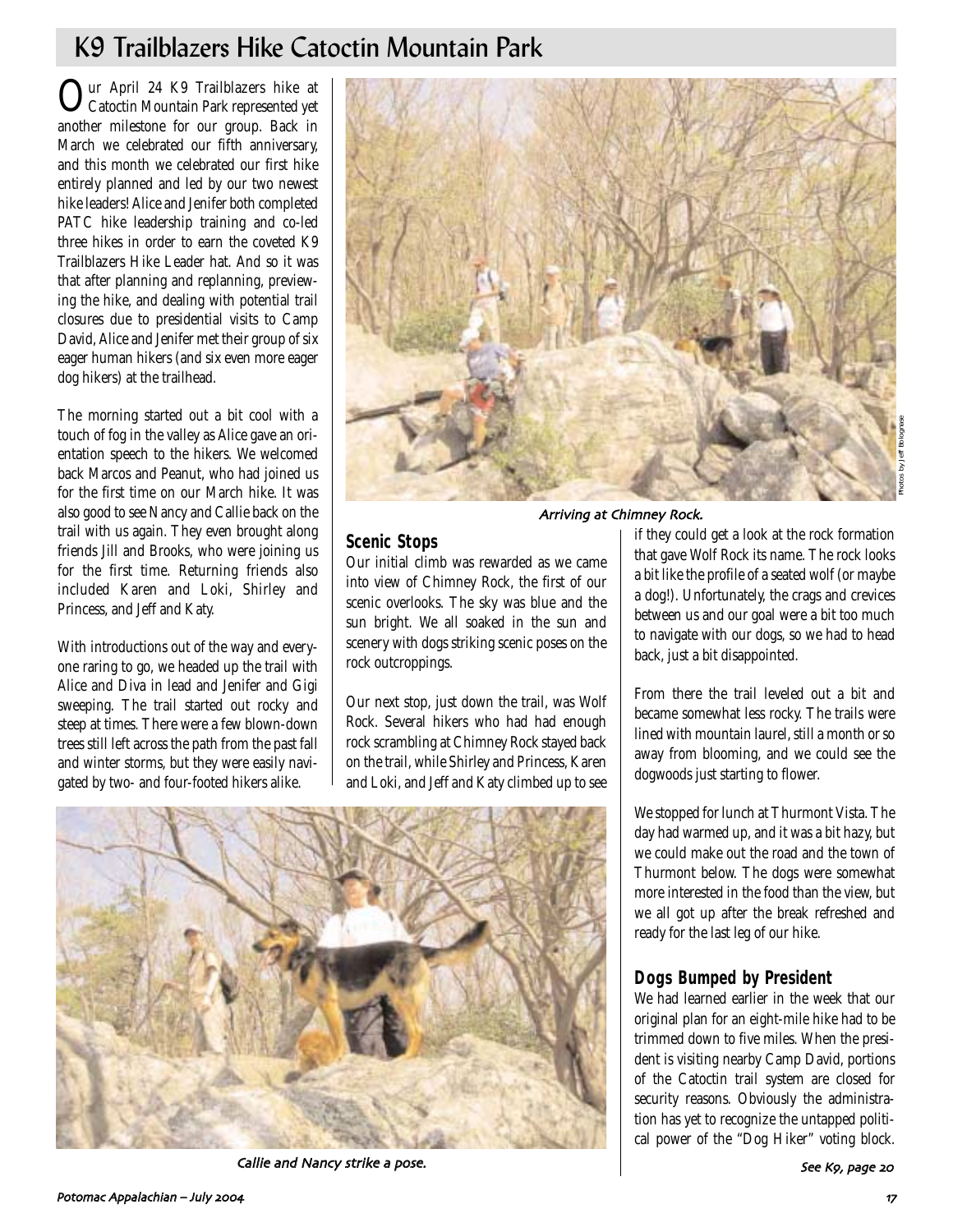# K9 Trailblazers Hike Catoctin Mountain Park

Our April 24 K9 Trailblazers hike at Catoctin Mountain Park represented yet another milestone for our group. Back in March we celebrated our fifth anniversary, and this month we celebrated our first hike entirely planned and led by our two newest hike leaders! Alice and Jenifer both completed PATC hike leadership training and co-led three hikes in order to earn the coveted K9 Trailblazers Hike Leader hat. And so it was that after planning and replanning, previewing the hike, and dealing with potential trail closures due to presidential visits to Camp David, Alice and Jenifer met their group of six eager human hikers (and six even more eager dog hikers) at the trailhead.

The morning started out a bit cool with a touch of fog in the valley as Alice gave an orientation speech to the hikers. We welcomed back Marcos and Peanut, who had joined us for the first time on our March hike. It was also good to see Nancy and Callie back on the trail with us again. They even brought along friends Jill and Brooks, who were joining us for the first time. Returning friends also included Karen and Loki, Shirley and Princess, and Jeff and Katy.

With introductions out of the way and everyone raring to go, we headed up the trail with Alice and Diva in lead and Jenifer and Gigi sweeping. The trail started out rocky and steep at times. There were a few blown-down trees still left across the path from the past fall and winter storms, but they were easily navigated by two- and four-footed hikers alike.

*Arriving at Chimney Rock.*

Photos by Jeff Bolognese

## Scenic Stops

Our initial climb was rewarded as we came into view of Chimney Rock, the first of our scenic overlooks. The sky was blue and the sun bright. We all soaked in the sun and scenery with dogs striking scenic poses on the rock outcroppings.

Our next stop, just down the trail, was Wolf Rock. Several hikers who had had enough rock scrambling at Chimney Rock stayed back on the trail, while Shirley and Princess, Karen and Loki, and Jeff and Katy climbed up to see if they could get a look at the rock formation that gave Wolf Rock its name. The rock looks a bit like the profile of a seated wolf (or maybe a dog!). Unfortunately, the crags and crevices between us and our goal were a bit too much to navigate with our dogs, so we had to head back, just a bit disappointed.

From there the trail leveled out a bit and became somewhat less rocky. The trails were lined with mountain laurel, still a month or so away from blooming, and we could see the dogwoods just starting to flower.

We stopped for lunch at Thurmont Vista. The day had warmed up, and it was a bit hazy, but we could make out the road and the town of Thurmont below. The dogs were somewhat more interested in the food than the view, but we all got up after the break refreshed and ready for the last leg of our hike.

*Callie and Nancy strike a pose.*

## Dogs Bumped by President

We had learned earlier in the week that our original plan for an eight-mile hike had to be trimmed down to five miles. When the president is visiting nearby Camp David, portions of the Catoctin trail system are closed for security reasons. Obviously the administration has yet to recognize the untapped political power of the "Dog Hiker" voting block.

*See K9, page 20*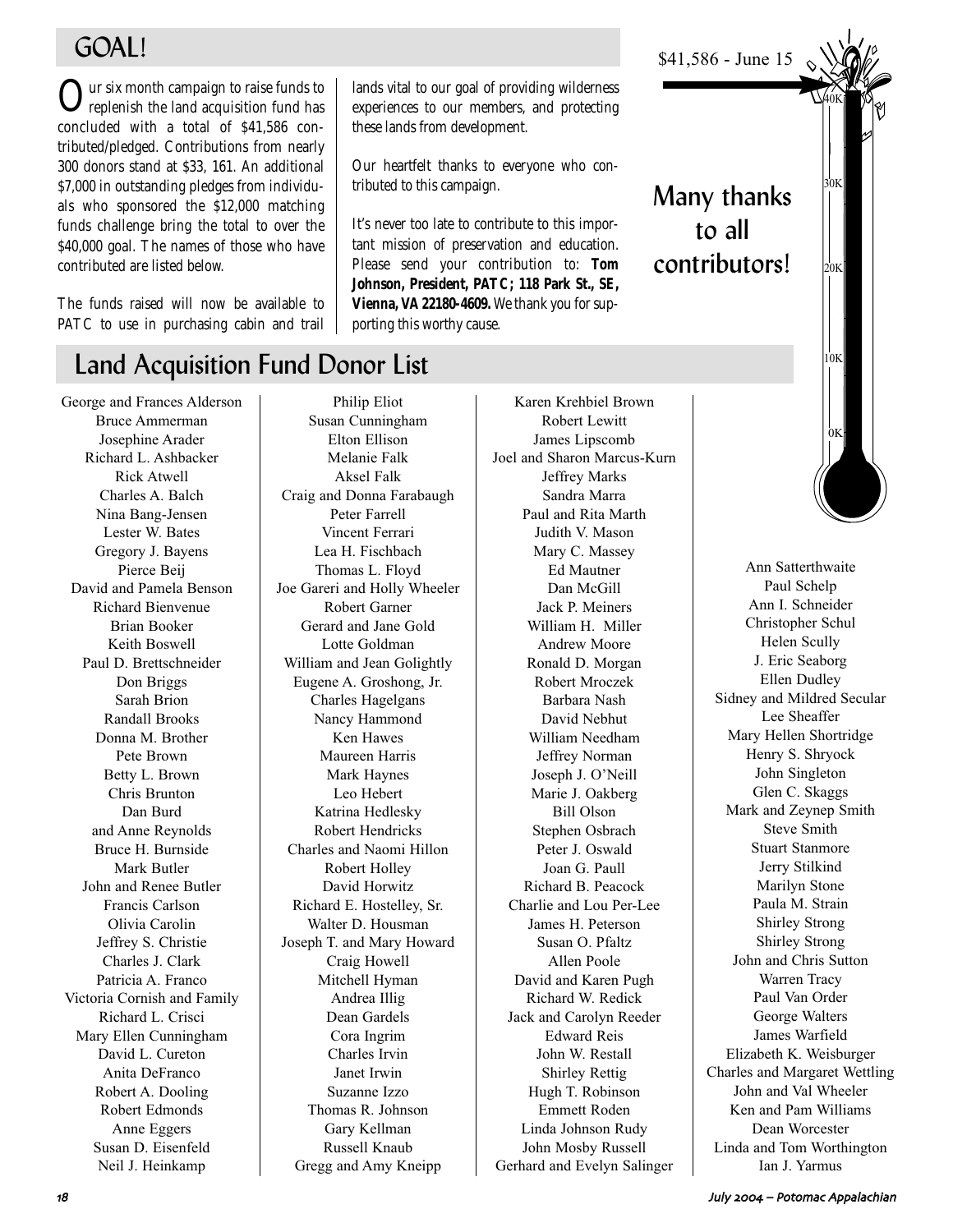# GOAL!

Our six month campaign to raise funds to replenish the land acquisition fund has concluded with a total of $41,586 contributed/pledged. Contributions from nearly 300 donors stand at $33, 161. An additional $7,000 in outstanding pledges from individuals who sponsored the $12,000 matching funds challenge bring the total to over the $40,000 goal. The names of those who have contributed are listed below.

The funds raised will now be available to PATC to use in purchasing cabin and trail lands vital to our goal of providing wilderness experiences to our members, and protecting these lands from development.

Our heartfelt thanks to everyone who contributed to this campaign.

It's never too late to contribute to this important mission of preservation and education. Please send your contribution to: **Tom Johnson, President, PATC; 118 Park St., SE, Vienna, VA 22180-4609.** We thank you for supporting this worthy cause.

$41,586 - June 15

40K
30K
20K
10K
0K

Many thanks to all contributors!

## Land Acquisition Fund Donor List

George and Frances Alderson
Bruce Ammerman
Josephine Arader
Richard L. Ashbacker
Rick Atwell
Charles A. Balch
Nina Bang-Jensen
Lester W. Bates
Gregory J. Bayens
Pierce Beij
David and Pamela Benson
Richard Bienvenue
Brian Booker
Keith Boswell
Paul D. Brettschneider
Don Briggs
Sarah Brion
Randall Brooks
Donna M. Brother
Pete Brown
Betty L. Brown
Chris Brunton
Dan Burd
and Anne Reynolds
Bruce H. Burnside
Mark Butler
John and Renee Butler
Francis Carlson
Olivia Carolin
Jeffrey S. Christie
Charles J. Clark
Patricia A. Franco
Victoria Cornish and Family
Richard L. Crisci
Mary Ellen Cunningham
David L. Cureton
Anita DeFranco
Robert A. Dooling
Robert Edmonds
Anne Eggers
Susan D. Eisenfeld
Neil J. Heinkamp
Philip Eliot
Susan Cunningham
Elton Ellison
Melanie Falk
Aksel Falk
Craig and Donna Farabaugh
Peter Farrell
Vincent Ferrari
Lea H. Fischbach
Thomas L. Floyd
Joe Gareri and Holly Wheeler
Robert Garner
Gerard and Jane Gold
Lotte Goldman
William and Jean Golightly
Eugene A. Groshong, Jr.
Charles Hagelgans
Nancy Hammond
Ken Hawes
Maureen Harris
Mark Haynes
Leo Hebert
Katrina Hedlesky
Robert Hendricks
Charles and Naomi Hillon
Robert Holley
David Horwitz
Richard E. Hostelley, Sr.
Walter D. Housman
Joseph T. and Mary Howard
Craig Howell
Mitchell Hyman
Andrea Illig
Dean Gardels
Cora Ingrim
Charles Irvin
Janet Irwin
Suzanne Izzo
Thomas R. Johnson
Gary Kellman
Russell Knaub
Gregg and Amy Kneipp
Karen Krehbiel Brown
Robert Lewitt
James Lipscomb
Joel and Sharon Marcus-Kurn
Jeffrey Marks
Sandra Marra
Paul and Rita Marth
Judith V. Mason
Mary C. Massey
Ed Mautner
Dan McGill
Jack P. Meiners
William H. Miller
Andrew Moore
Ronald D. Morgan
Robert Mroczek
Barbara Nash
David Nebhut
William Needham
Jeffrey Norman
Joseph J. O'Neill
Marie J. Oakberg
Bill Olson
Stephen Osbrach
Peter J. Oswald
Joan G. Paull
Richard B. Peacock
Charlie and Lou Per-Lee
James H. Peterson
Susan O. Pfaltz
Allen Poole
David and Karen Pugh
Richard W. Redick
Jack and Carolyn Reeder
Edward Reis
John W. Restall
Shirley Rettig
Hugh T. Robinson
Emmett Roden
Linda Johnson Rudy
John Mosby Russell
Gerhard and Evelyn Salinger
Ann Satterthwaite
Paul Schelp
Ann I. Schneider
Christopher Schul
Helen Scully
J. Eric Seaborg
Ellen Dudley
Sidney and Mildred Secular
Lee Sheaffer
Mary Hellen Shortridge
Henry S. Shryock
John Singleton
Glen C. Skaggs
Mark and Zeynep Smith
Steve Smith
Stuart Stanmore
Jerry Stilkind
Marilyn Stone
Paula M. Strain
Shirley Strong
Shirley Strong
John and Chris Sutton
Warren Tracy
Paul Van Order
George Walters
James Warfield
Elizabeth K. Weisburger
Charles and Margaret Wettling
John and Val Wheeler
Ken and Pam Williams
Dean Worcester
Linda and Tom Worthington
Ian J. Yarmus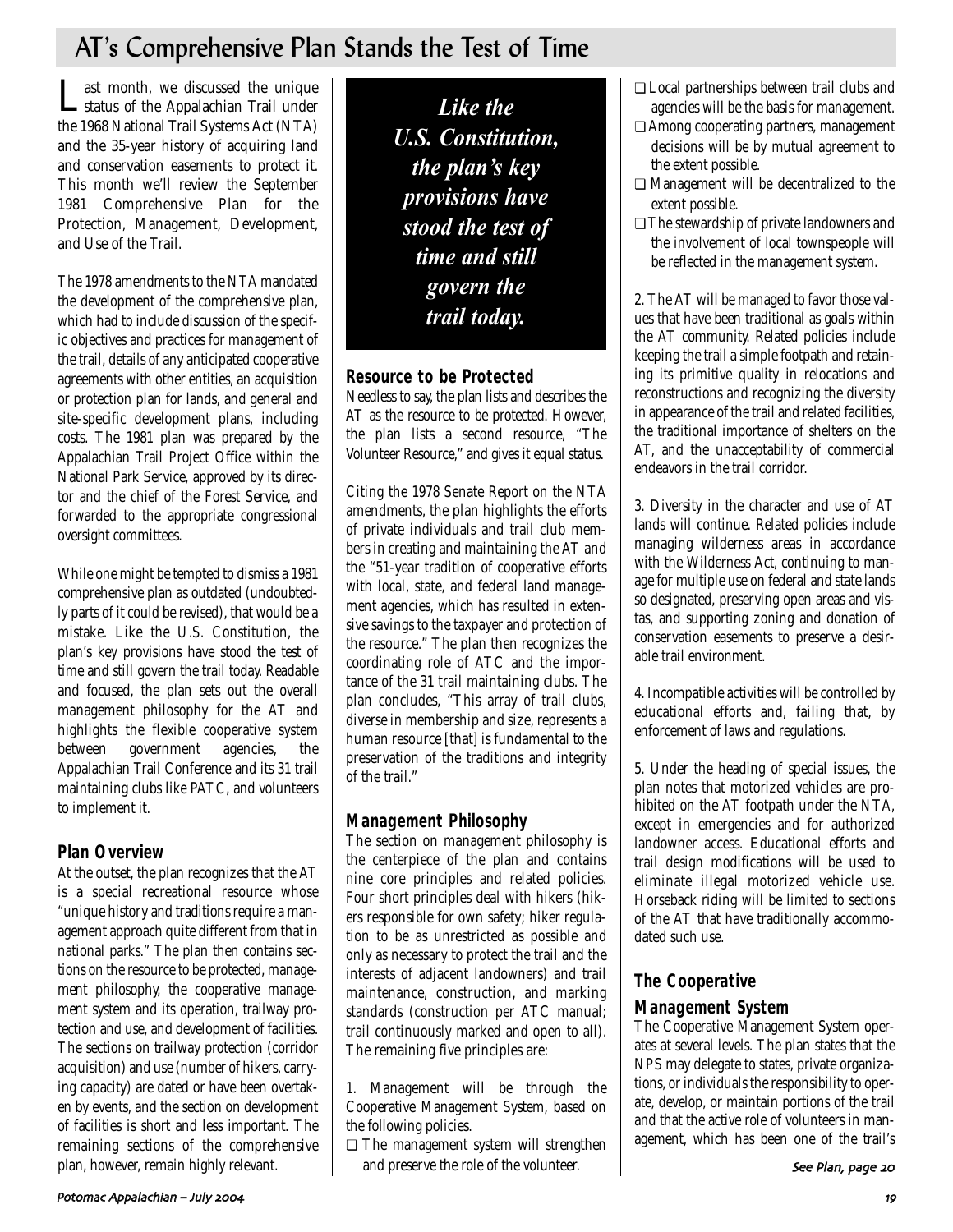# AT's Comprehensive Plan Stands the Test of Time

Last month, we discussed the unique status of the Appalachian Trail under the 1968 National Trail Systems Act (NTA) and the 35-year history of acquiring land and conservation easements to protect it. This month we'll review the September 1981 Comprehensive Plan for the Protection, Management, Development, and Use of the Trail.

The 1978 amendments to the NTA mandated the development of the comprehensive plan, which had to include discussion of the specific objectives and practices for management of the trail, details of any anticipated cooperative agreements with other entities, an acquisition or protection plan for lands, and general and site-specific development plans, including costs. The 1981 plan was prepared by the Appalachian Trail Project Office within the National Park Service, approved by its director and the chief of the Forest Service, and forwarded to the appropriate congressional oversight committees.

While one might be tempted to dismiss a 1981 comprehensive plan as outdated (undoubtedly parts of it could be revised), that would be a mistake. Like the U.S. Constitution, the plan's key provisions have stood the test of time and still govern the trail today. Readable and focused, the plan sets out the overall management philosophy for the AT and highlights the flexible cooperative system between government agencies, the Appalachian Trail Conference and its 31 trail maintaining clubs like PATC, and volunteers to implement it.

> ***Like the U.S. Constitution, the plan's key provisions have stood the test of time and still govern the trail today.***

## Plan Overview

At the outset, the plan recognizes that the AT is a special recreational resource whose "unique history and traditions require a management approach quite different from that in national parks." The plan then contains sections on the resource to be protected, management philosophy, the cooperative management system and its operation, trailway protection and use, and development of facilities. The sections on trailway protection (corridor acquisition) and use (number of hikers, carrying capacity) are dated or have been overtaken by events, and the section on development of facilities is short and less important. The remaining sections of the comprehensive plan, however, remain highly relevant.

## Resource to be Protected

Needless to say, the plan lists and describes the AT as the resource to be protected. However, the plan lists a second resource, "The Volunteer Resource," and gives it equal status.

Citing the 1978 Senate Report on the NTA amendments, the plan highlights the efforts of private individuals and trail club members in creating and maintaining the AT and the "51-year tradition of cooperative efforts with local, state, and federal land management agencies, which has resulted in extensive savings to the taxpayer and protection of the resource." The plan then recognizes the coordinating role of ATC and the importance of the 31 trail maintaining clubs. The plan concludes, "This array of trail clubs, diverse in membership and size, represents a human resource [that] is fundamental to the preservation of the traditions and integrity of the trail."

## Management Philosophy

The section on management philosophy is the centerpiece of the plan and contains nine core principles and related policies. Four short principles deal with hikers (hikers responsible for own safety; hiker regulation to be as unrestricted as possible and only as necessary to protect the trail and the interests of adjacent landowners) and trail maintenance, construction, and marking standards (construction per ATC manual; trail continuously marked and open to all). The remaining five principles are:

1. Management will be through the Cooperative Management System, based on the following policies.
   - ❑ The management system will strengthen and preserve the role of the volunteer.
   - ❑ Local partnerships between trail clubs and agencies will be the basis for management.
   - ❑ Among cooperating partners, management decisions will be by mutual agreement to the extent possible.
   - ❑ Management will be decentralized to the extent possible.
   - ❑ The stewardship of private landowners and the involvement of local townspeople will be reflected in the management system.

2. The AT will be managed to favor those values that have been traditional as goals within the AT community. Related policies include keeping the trail a simple footpath and retaining its primitive quality in relocations and reconstructions and recognizing the diversity in appearance of the trail and related facilities, the traditional importance of shelters on the AT, and the unacceptability of commercial endeavors in the trail corridor.

3. Diversity in the character and use of AT lands will continue. Related policies include managing wilderness areas in accordance with the Wilderness Act, continuing to manage for multiple use on federal and state lands so designated, preserving open areas and vistas, and supporting zoning and donation of conservation easements to preserve a desirable trail environment.

4. Incompatible activities will be controlled by educational efforts and, failing that, by enforcement of laws and regulations.

5. Under the heading of special issues, the plan notes that motorized vehicles are prohibited on the AT footpath under the NTA, except in emergencies and for authorized landowner access. Educational efforts and trail design modifications will be used to eliminate illegal motorized vehicle use. Horseback riding will be limited to sections of the AT that have traditionally accommodated such use.

## The Cooperative Management System

The Cooperative Management System operates at several levels. The plan states that the NPS may delegate to states, private organizations, or individuals the responsibility to operate, develop, or maintain portions of the trail and that the active role of volunteers in management, which has been one of the trail's

*See Plan, page 20*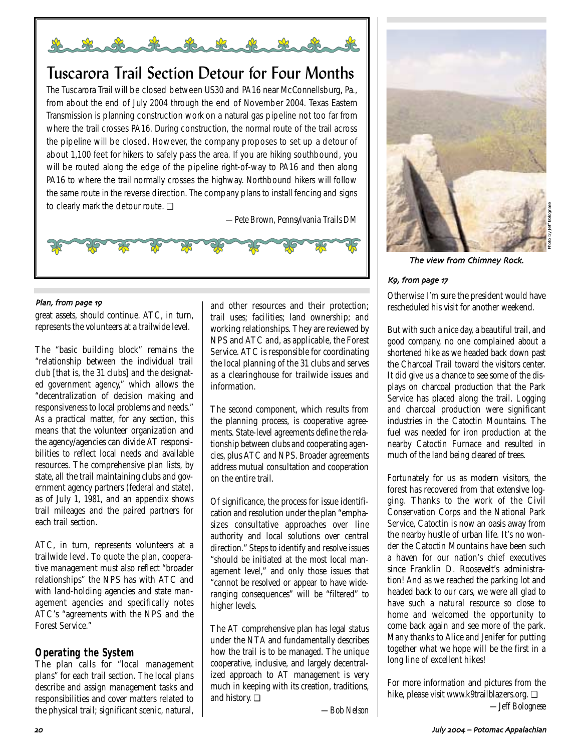## Tuscarora Trail Section Detour for Four Months

The Tuscarora Trail will be closed between US30 and PA16 near McConnellsburg, Pa., from about the end of July 2004 through the end of November 2004. Texas Eastern Transmission is planning construction work on a natural gas pipeline not too far from where the trail crosses PA16. During construction, the normal route of the trail across the pipeline will be closed. However, the company proposes to set up a detour of about 1,100 feet for hikers to safely pass the area. If you are hiking southbound, you will be routed along the edge of the pipeline right-of-way to PA16 and then along PA16 to where the trail normally crosses the highway. Northbound hikers will follow the same route in the reverse direction. The company plans to install fencing and signs to clearly mark the detour route. ❑

*—Pete Brown, Pennsylvania Trails DM*

*Plan, from page 19*

great assets, should continue. ATC, in turn, represents the volunteers at a trailwide level.

The "basic building block" remains the "relationship between the individual trail club [that is, the 31 clubs] and the designated government agency," which allows the "decentralization of decision making and responsiveness to local problems and needs." As a practical matter, for any section, this means that the volunteer organization and the agency/agencies can divide AT responsibilities to reflect local needs and available resources. The comprehensive plan lists, by state, all the trail maintaining clubs and government agency partners (federal and state), as of July 1, 1981, and an appendix shows trail mileages and the paired partners for each trail section.

ATC, in turn, represents volunteers at a trailwide level. To quote the plan, cooperative management must also reflect "broader relationships" the NPS has with ATC and with land-holding agencies and state management agencies and specifically notes ATC's "agreements with the NPS and the Forest Service."

### Operating the System

The plan calls for "local management plans" for each trail section. The local plans describe and assign management tasks and responsibilities and cover matters related to the physical trail; significant scenic, natural, and other resources and their protection; trail uses; facilities; land ownership; and working relationships. They are reviewed by NPS and ATC and, as applicable, the Forest Service. ATC is responsible for coordinating the local planning of the 31 clubs and serves as a clearinghouse for trailwide issues and information.

The second component, which results from the planning process, is cooperative agreements. State-level agreements define the relationship between clubs and cooperating agencies, plus ATC and NPS. Broader agreements address mutual consultation and cooperation on the entire trail.

Of significance, the process for issue identification and resolution under the plan "emphasizes consultative approaches over line authority and local solutions over central direction." Steps to identify and resolve issues "should be initiated at the most local management level," and only those issues that "cannot be resolved or appear to have wide-ranging consequences" will be "filtered" to higher levels.

The AT comprehensive plan has legal status under the NTA and fundamentally describes how the trail is to be managed. The unique cooperative, inclusive, and largely decentralized approach to AT management is very much in keeping with its creation, traditions, and history. ❑

*—Bob Nelson*

Photo by Jeff Bolognese

The view from Chimney Rock.

*K9, from page 17*

Otherwise I'm sure the president would have rescheduled his visit for another weekend.

But with such a nice day, a beautiful trail, and good company, no one complained about a shortened hike as we headed back down past the Charcoal Trail toward the visitors center. It did give us a chance to see some of the displays on charcoal production that the Park Service has placed along the trail. Logging and charcoal production were significant industries in the Catoctin Mountains. The fuel was needed for iron production at the nearby Catoctin Furnace and resulted in much of the land being cleared of trees.

Fortunately for us as modern visitors, the forest has recovered from that extensive logging. Thanks to the work of the Civil Conservation Corps and the National Park Service, Catoctin is now an oasis away from the nearby hustle of urban life. It's no wonder the Catoctin Mountains have been such a haven for our nation's chief executives since Franklin D. Roosevelt's administration! And as we reached the parking lot and headed back to our cars, we were all glad to have such a natural resource so close to home and welcomed the opportunity to come back again and see more of the park. Many thanks to Alice and Jenifer for putting together what we hope will be the first in a long line of excellent hikes!

For more information and pictures from the hike, please visit www.k9trailblazers.org. ❑

*—Jeff Bolognese*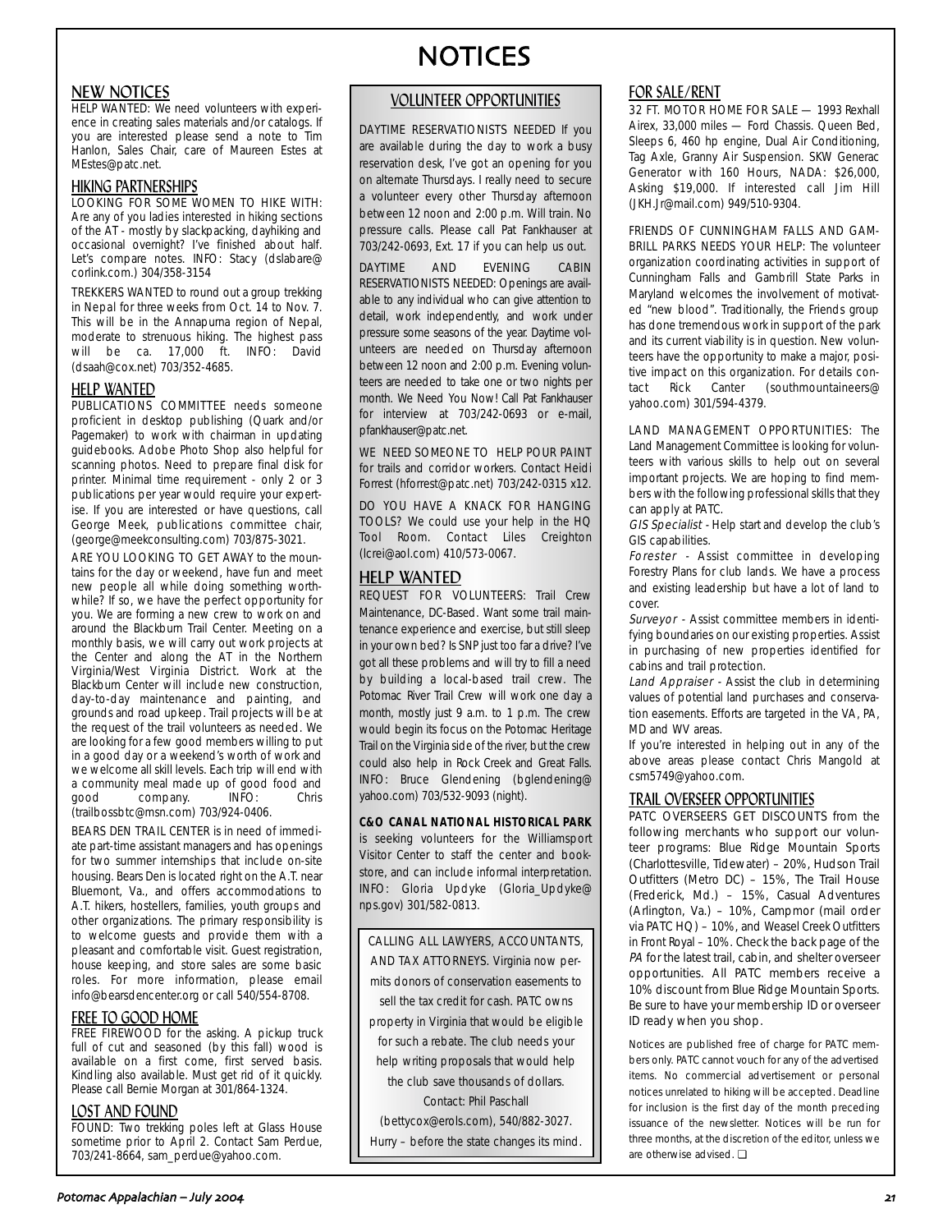# NOTICES

## NEW NOTICES

HELP WANTED: We need volunteers with experience in creating sales materials and/or catalogs. If you are interested please send a note to Tim Hanlon, Sales Chair, care of Maureen Estes at MEstes@patc.net.

## HIKING PARTNERSHIPS

LOOKING FOR SOME WOMEN TO HIKE WITH: Are any of you ladies interested in hiking sections of the AT - mostly by slackpacking, dayhiking and occasional overnight? I've finished about half. Let's compare notes. INFO: Stacy (dslabare@corlink.com.) 304/358-3154

TREKKERS WANTED to round out a group trekking in Nepal for three weeks from Oct. 14 to Nov. 7. This will be in the Annapurna region of Nepal, moderate to strenuous hiking. The highest pass will be ca. 17,000 ft. INFO: David (dsaah@cox.net) 703/352-4685.

## HELP WANTED

PUBLICATIONS COMMITTEE needs someone proficient in desktop publishing (Quark and/or Pagemaker) to work with chairman in updating guidebooks. Adobe Photo Shop also helpful for scanning photos. Need to prepare final disk for printer. Minimal time requirement - only 2 or 3 publications per year would require your expertise. If you are interested or have questions, call George Meek, publications committee chair, (george@meekconsulting.com) 703/875-3021.

ARE YOU LOOKING TO GET AWAY to the mountains for the day or weekend, have fun and meet new people all while doing something worthwhile? If so, we have the perfect opportunity for you. We are forming a new crew to work on and around the Blackburn Trail Center. Meeting on a monthly basis, we will carry out work projects at the Center and along the AT in the Northern Virginia/West Virginia District. Work at the Blackburn Center will include new construction, day-to-day maintenance and painting, and grounds and road upkeep. Trail projects will be at the request of the trail volunteers as needed. We are looking for a few good members willing to put in a good day or a weekend's worth of work and we welcome all skill levels. Each trip will end with a community meal made up of good food and good company. INFO: Chris (trailbossbtc@msn.com) 703/924-0406.

BEARS DEN TRAIL CENTER is in need of immediate part-time assistant managers and has openings for two summer internships that include on-site housing. Bears Den is located right on the A.T. near Bluemont, Va., and offers accommodations to A.T. hikers, hostellers, families, youth groups and other organizations. The primary responsibility is to welcome guests and provide them with a pleasant and comfortable visit. Guest registration, house keeping, and store sales are some basic roles. For more information, please email info@bearsdencenter.org or call 540/554-8708.

## FREE TO GOOD HOME

FREE FIREWOOD for the asking. A pickup truck full of cut and seasoned (by this fall) wood is available on a first come, first served basis. Kindling also available. Must get rid of it quickly. Please call Bernie Morgan at 301/864-1324.

## LOST AND FOUND

FOUND: Two trekking poles left at Glass House sometime prior to April 2. Contact Sam Perdue, 703/241-8664, sam_perdue@yahoo.com.

## VOLUNTEER OPPORTUNITIES

DAYTIME RESERVATIONISTS NEEDED If you are available during the day to work a busy reservation desk, I've got an opening for you on alternate Thursdays. I really need to secure a volunteer every other Thursday afternoon between 12 noon and 2:00 p.m. Will train. No pressure calls. Please call Pat Fankhauser at 703/242-0693, Ext. 17 if you can help us out.

DAYTIME AND EVENING CABIN RESERVATIONISTS NEEDED: Openings are available to any individual who can give attention to detail, work independently, and work under pressure some seasons of the year. Daytime volunteers are needed on Thursday afternoon between 12 noon and 2:00 p.m. Evening volunteers are needed to take one or two nights per month. We Need You Now! Call Pat Fankhauser for interview at 703/242-0693 or e-mail, pfankhauser@patc.net.

WE NEED SOMEONE TO HELP POUR PAINT for trails and corridor workers. Contact Heidi Forrest (hforrest@patc.net) 703/242-0315 x12.

DO YOU HAVE A KNACK FOR HANGING TOOLS? We could use your help in the HQ Tool Room. Contact Liles Creighton (lcrei@aol.com) 410/573-0067.

## HELP WANTED

REQUEST FOR VOLUNTEERS: Trail Crew Maintenance, DC-Based. Want some trail maintenance experience and exercise, but still sleep in your own bed? Is SNP just too far a drive? I've got all these problems and will try to fill a need by building a local-based trail crew. The Potomac River Trail Crew will work one day a month, mostly just 9 a.m. to 1 p.m. The crew would begin its focus on the Potomac Heritage Trail on the Virginia side of the river, but the crew could also help in Rock Creek and Great Falls. INFO: Bruce Glendening (bglendening@yahoo.com) 703/532-9093 (night).

**C&O CANAL NATIONAL HISTORICAL PARK** is seeking volunteers for the Williamsport Visitor Center to staff the center and bookstore, and can include informal interpretation. INFO: Gloria Updyke (Gloria_Updyke@nps.gov) 301/582-0813.

CALLING ALL LAWYERS, ACCOUNTANTS, AND TAX ATTORNEYS. Virginia now permits donors of conservation easements to sell the tax credit for cash. PATC owns property in Virginia that would be eligible for such a rebate. The club needs your help writing proposals that would help the club save thousands of dollars. Contact: Phil Paschall (bettycox@erols.com), 540/882-3027. Hurry – before the state changes its mind.

## FOR SALE/RENT

32 FT. MOTOR HOME FOR SALE — 1993 Rexhall Airex, 33,000 miles — Ford Chassis. Queen Bed, Sleeps 6, 460 hp engine, Dual Air Conditioning, Tag Axle, Granny Air Suspension. SKW Generac Generator with 160 Hours, NADA: $26,000, Asking $19,000. If interested call Jim Hill (JKH.Jr@mail.com) 949/510-9304.

FRIENDS OF CUNNINGHAM FALLS AND GAMBRILL PARKS NEEDS YOUR HELP: The volunteer organization coordinating activities in support of Cunningham Falls and Gambrill State Parks in Maryland welcomes the involvement of motivated "new blood". Traditionally, the Friends group has done tremendous work in support of the park and its current viability is in question. New volunteers have the opportunity to make a major, positive impact on this organization. For details contact Rick Canter (southmountaineers@yahoo.com) 301/594-4379.

LAND MANAGEMENT OPPORTUNITIES: The Land Management Committee is looking for volunteers with various skills to help out on several important projects. We are hoping to find members with the following professional skills that they can apply at PATC.

*GIS Specialist* - Help start and develop the club's GIS capabilities.

*Forester* - Assist committee in developing Forestry Plans for club lands. We have a process and existing leadership but have a lot of land to cover.

*Surveyor* - Assist committee members in identifying boundaries on our existing properties. Assist in purchasing of new properties identified for cabins and trail protection.

*Land Appraiser* - Assist the club in determining values of potential land purchases and conservation easements. Efforts are targeted in the VA, PA, MD and WV areas.

If you're interested in helping out in any of the above areas please contact Chris Mangold at csm5749@yahoo.com.

## TRAIL OVERSEER OPPORTUNITIES

PATC OVERSEERS GET DISCOUNTS from the following merchants who support our volunteer programs: Blue Ridge Mountain Sports (Charlottesville, Tidewater) – 20%, Hudson Trail Outfitters (Metro DC) – 15%, The Trail House (Frederick, Md.) – 15%, Casual Adventures (Arlington, Va.) – 10%, Campmor (mail order via PATC HQ) – 10%, and Weasel Creek Outfitters in Front Royal – 10%. Check the back page of the *PA* for the latest trail, cabin, and shelter overseer opportunities. All PATC members receive a 10% discount from Blue Ridge Mountain Sports. Be sure to have your membership ID or overseer ID ready when you shop.

Notices are published free of charge for PATC members only. PATC cannot vouch for any of the advertised items. No commercial advertisement or personal notices unrelated to hiking will be accepted. Deadline for inclusion is the first day of the month preceding issuance of the newsletter. Notices will be run for three months, at the discretion of the editor, unless we are otherwise advised. ❑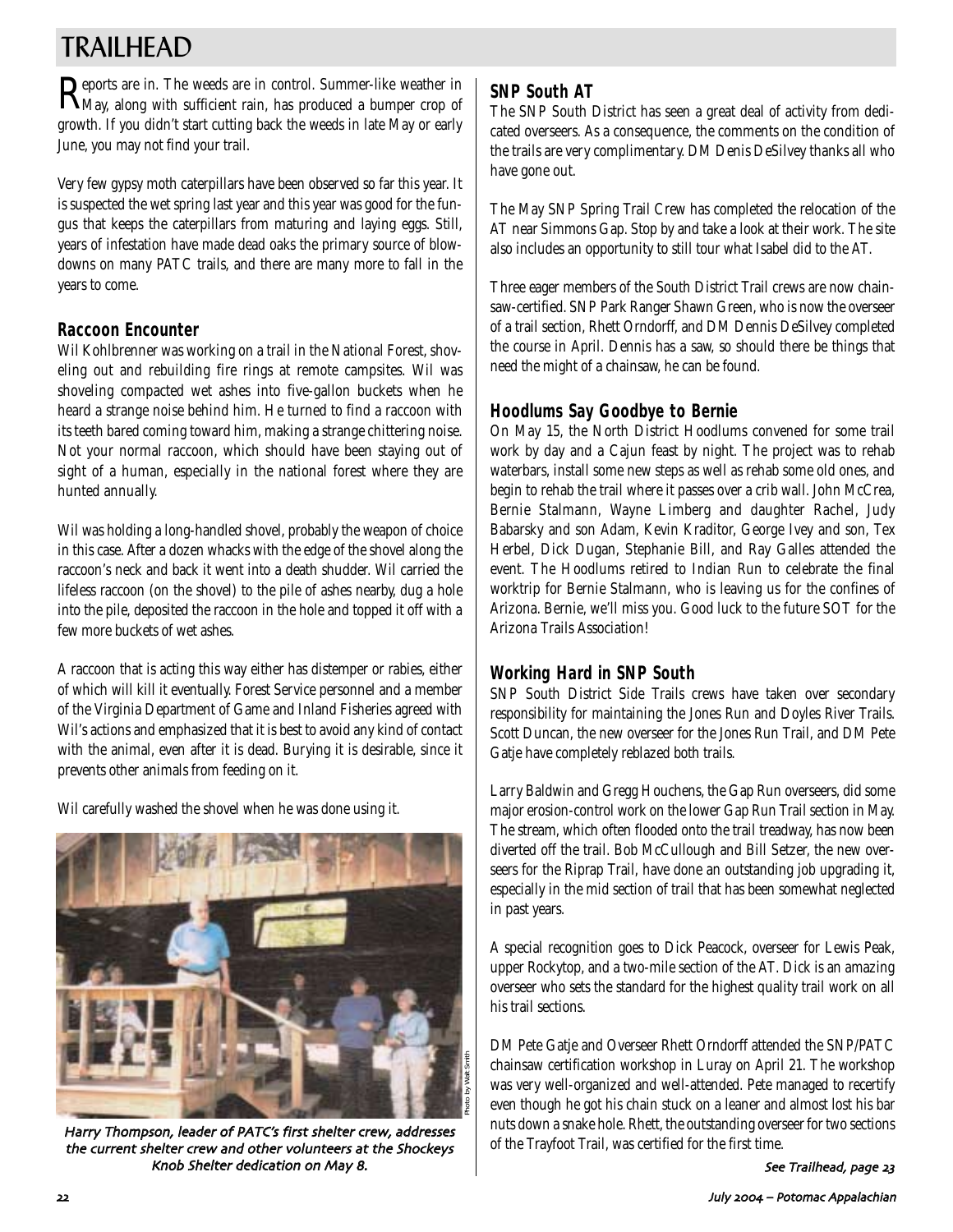# TRAILHEAD

Reports are in. The weeds are in control. Summer-like weather in May, along with sufficient rain, has produced a bumper crop of growth. If you didn't start cutting back the weeds in late May or early June, you may not find your trail.

Very few gypsy moth caterpillars have been observed so far this year. It is suspected the wet spring last year and this year was good for the fungus that keeps the caterpillars from maturing and laying eggs. Still, years of infestation have made dead oaks the primary source of blowdowns on many PATC trails, and there are many more to fall in the years to come.

## Raccoon Encounter

Wil Kohlbrenner was working on a trail in the National Forest, shoveling out and rebuilding fire rings at remote campsites. Wil was shoveling compacted wet ashes into five-gallon buckets when he heard a strange noise behind him. He turned to find a raccoon with its teeth bared coming toward him, making a strange chittering noise. Not your normal raccoon, which should have been staying out of sight of a human, especially in the national forest where they are hunted annually.

Wil was holding a long-handled shovel, probably the weapon of choice in this case. After a dozen whacks with the edge of the shovel along the raccoon's neck and back it went into a death shudder. Wil carried the lifeless raccoon (on the shovel) to the pile of ashes nearby, dug a hole into the pile, deposited the raccoon in the hole and topped it off with a few more buckets of wet ashes.

A raccoon that is acting this way either has distemper or rabies, either of which will kill it eventually. Forest Service personnel and a member of the Virginia Department of Game and Inland Fisheries agreed with Wil's actions and emphasized that it is best to avoid any kind of contact with the animal, even after it is dead. Burying it is desirable, since it prevents other animals from feeding on it.

Wil carefully washed the shovel when he was done using it.

Photo by Walt Smith

*Harry Thompson, leader of PATC's first shelter crew, addresses the current shelter crew and other volunteers at the Shockeys Knob Shelter dedication on May 8.*

## SNP South AT

The SNP South District has seen a great deal of activity from dedicated overseers. As a consequence, the comments on the condition of the trails are very complimentary. DM Denis DeSilvey thanks all who have gone out.

The May SNP Spring Trail Crew has completed the relocation of the AT near Simmons Gap. Stop by and take a look at their work. The site also includes an opportunity to still tour what Isabel did to the AT.

Three eager members of the South District Trail crews are now chainsaw-certified. SNP Park Ranger Shawn Green, who is now the overseer of a trail section, Rhett Orndorff, and DM Dennis DeSilvey completed the course in April. Dennis has a saw, so should there be things that need the might of a chainsaw, he can be found.

## Hoodlums Say Goodbye to Bernie

On May 15, the North District Hoodlums convened for some trail work by day and a Cajun feast by night. The project was to rehab waterbars, install some new steps as well as rehab some old ones, and begin to rehab the trail where it passes over a crib wall. John McCrea, Bernie Stalmann, Wayne Limberg and daughter Rachel, Judy Babarsky and son Adam, Kevin Kraditor, George Ivey and son, Tex Herbel, Dick Dugan, Stephanie Bill, and Ray Galles attended the event. The Hoodlums retired to Indian Run to celebrate the final worktrip for Bernie Stalmann, who is leaving us for the confines of Arizona. Bernie, we'll miss you. Good luck to the future SOT for the Arizona Trails Association!

## Working Hard in SNP South

SNP South District Side Trails crews have taken over secondary responsibility for maintaining the Jones Run and Doyles River Trails. Scott Duncan, the new overseer for the Jones Run Trail, and DM Pete Gatje have completely reblazed both trails.

Larry Baldwin and Gregg Houchens, the Gap Run overseers, did some major erosion-control work on the lower Gap Run Trail section in May. The stream, which often flooded onto the trail treadway, has now been diverted off the trail. Bob McCullough and Bill Setzer, the new overseers for the Riprap Trail, have done an outstanding job upgrading it, especially in the mid section of trail that has been somewhat neglected in past years.

A special recognition goes to Dick Peacock, overseer for Lewis Peak, upper Rockytop, and a two-mile section of the AT. Dick is an amazing overseer who sets the standard for the highest quality trail work on all his trail sections.

DM Pete Gatje and Overseer Rhett Orndorff attended the SNP/PATC chainsaw certification workshop in Luray on April 21. The workshop was very well-organized and well-attended. Pete managed to recertify even though he got his chain stuck on a leaner and almost lost his bar nuts down a snake hole. Rhett, the outstanding overseer for two sections of the Trayfoot Trail, was certified for the first time.

*See Trailhead, page 23*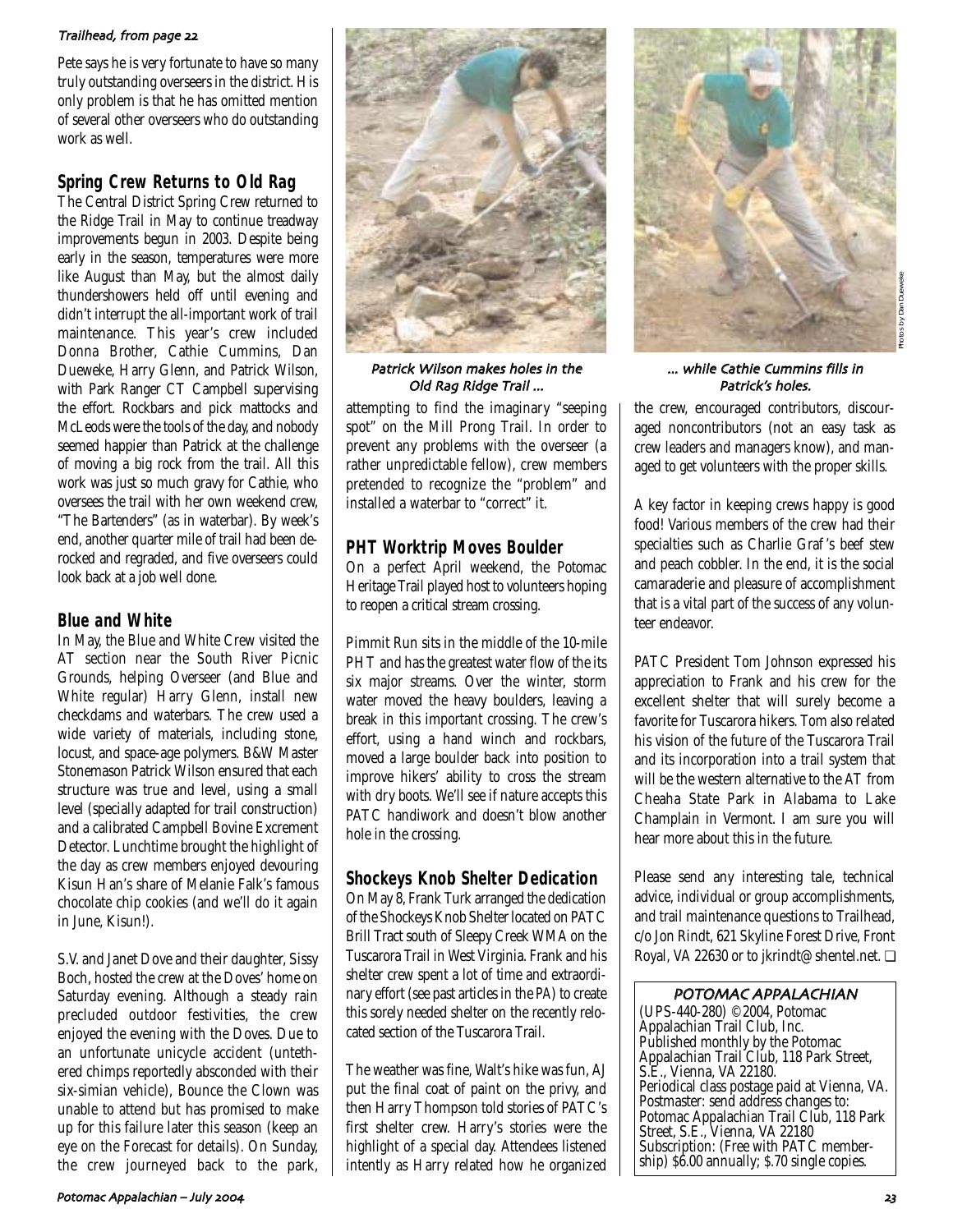*Trailhead, from page 22*

Pete says he is very fortunate to have so many truly outstanding overseers in the district. His only problem is that he has omitted mention of several other overseers who do outstanding work as well.

## Spring Crew Returns to Old Rag

The Central District Spring Crew returned to the Ridge Trail in May to continue treadway improvements begun in 2003. Despite being early in the season, temperatures were more like August than May, but the almost daily thundershowers held off until evening and didn't interrupt the all-important work of trail maintenance. This year's crew included Donna Brother, Cathie Cummins, Dan Dueweke, Harry Glenn, and Patrick Wilson, with Park Ranger CT Campbell supervising the effort. Rockbars and pick mattocks and McLeods were the tools of the day, and nobody seemed happier than Patrick at the challenge of moving a big rock from the trail. All this work was just so much gravy for Cathie, who oversees the trail with her own weekend crew, "The Bartenders" (as in waterbar). By week's end, another quarter mile of trail had been derocked and regraded, and five overseers could look back at a job well done.

## Blue and White

In May, the Blue and White Crew visited the AT section near the South River Picnic Grounds, helping Overseer (and Blue and White regular) Harry Glenn, install new checkdams and waterbars. The crew used a wide variety of materials, including stone, locust, and space-age polymers. B&W Master Stonemason Patrick Wilson ensured that each structure was true and level, using a small level (specially adapted for trail construction) and a calibrated Campbell Bovine Excrement Detector. Lunchtime brought the highlight of the day as crew members enjoyed devouring Kisun Han's share of Melanie Falk's famous chocolate chip cookies (and we'll do it again in June, Kisun!).

S.V. and Janet Dove and their daughter, Sissy Boch, hosted the crew at the Doves' home on Saturday evening. Although a steady rain precluded outdoor festivities, the crew enjoyed the evening with the Doves. Due to an unfortunate unicycle accident (untethered chimps reportedly absconded with their six-simian vehicle), Bounce the Clown was unable to attend but has promised to make up for this failure later this season (keep an eye on the Forecast for details). On Sunday, the crew journeyed back to the park, attempting to find the imaginary "seeping spot" on the Mill Prong Trail. In order to prevent any problems with the overseer (a rather unpredictable fellow), crew members pretended to recognize the "problem" and installed a waterbar to "correct" it.

*Patrick Wilson makes holes in the Old Rag Ridge Trail ...*

*... while Cathie Cummins fills in Patrick's holes.*

Photos by Dan Dueweke

## PHT Worktrip Moves Boulder

On a perfect April weekend, the Potomac Heritage Trail played host to volunteers hoping to reopen a critical stream crossing.

Pimmit Run sits in the middle of the 10-mile PHT and has the greatest water flow of the its six major streams. Over the winter, storm water moved the heavy boulders, leaving a break in this important crossing. The crew's effort, using a hand winch and rockbars, moved a large boulder back into position to improve hikers' ability to cross the stream with dry boots. We'll see if nature accepts this PATC handiwork and doesn't blow another hole in the crossing.

## Shockeys Knob Shelter Dedication

On May 8, Frank Turk arranged the dedication of the Shockeys Knob Shelter located on PATC Brill Tract south of Sleepy Creek WMA on the Tuscarora Trail in West Virginia. Frank and his shelter crew spent a lot of time and extraordinary effort (see past articles in the *PA*) to create this sorely needed shelter on the recently relocated section of the Tuscarora Trail.

The weather was fine, Walt's hike was fun, AJ put the final coat of paint on the privy, and then Harry Thompson told stories of PATC's first shelter crew. Harry's stories were the highlight of a special day. Attendees listened intently as Harry related how he organized the crew, encouraged contributors, discouraged noncontributors (not an easy task as crew leaders and managers know), and managed to get volunteers with the proper skills.

A key factor in keeping crews happy is good food! Various members of the crew had their specialties such as Charlie Graf's beef stew and peach cobbler. In the end, it is the social camaraderie and pleasure of accomplishment that is a vital part of the success of any volunteer endeavor.

PATC President Tom Johnson expressed his appreciation to Frank and his crew for the excellent shelter that will surely become a favorite for Tuscarora hikers. Tom also related his vision of the future of the Tuscarora Trail and its incorporation into a trail system that will be the western alternative to the AT from Cheaha State Park in Alabama to Lake Champlain in Vermont. I am sure you will hear more about this in the future.

Please send any interesting tale, technical advice, individual or group accomplishments, and trail maintenance questions to Trailhead, c/o Jon Rindt, 621 Skyline Forest Drive, Front Royal, VA 22630 or to jkrindt@shentel.net. ❑

**POTOMAC APPALACHIAN**

(UPS-440-280) ©2004, Potomac Appalachian Trail Club, Inc.
Published monthly by the Potomac Appalachian Trail Club, 118 Park Street, S.E., Vienna, VA 22180.
Periodical class postage paid at Vienna, VA.
Postmaster: send address changes to: Potomac Appalachian Trail Club, 118 Park Street, S.E., Vienna, VA 22180
Subscription: (Free with PATC membership) $6.00 annually; $.70 single copies.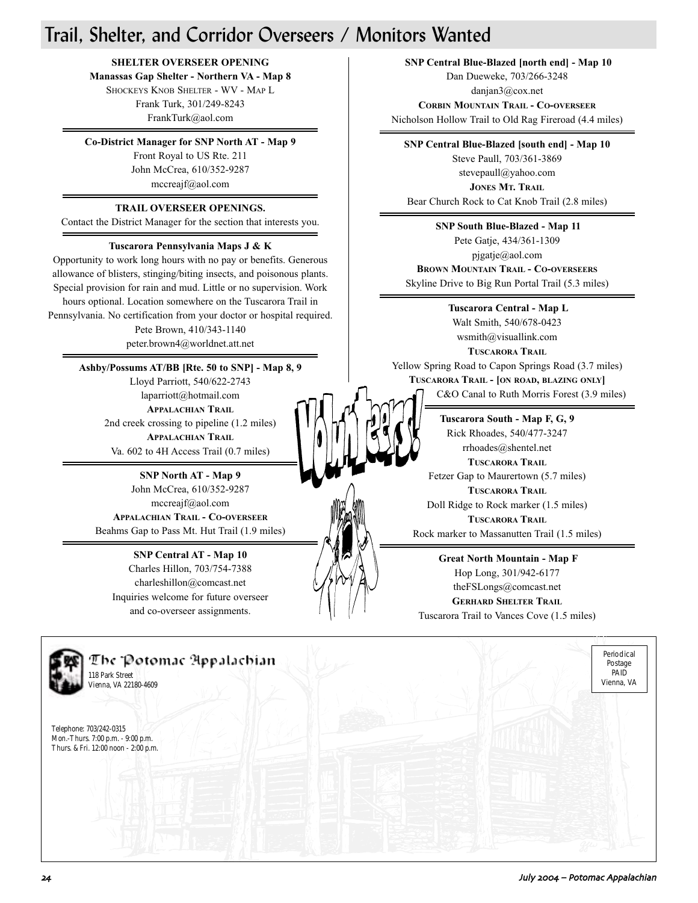# Trail, Shelter, and Corridor Overseers / Monitors Wanted

**SHELTER OVERSEER OPENING**

**Manassas Gap Shelter - Northern VA - Map 8**

SHOCKEYS KNOB SHELTER - WV - MAP L

Frank Turk, 301/249-8243

FrankTurk@aol.com

**Co-District Manager for SNP North AT - Map 9**

Front Royal to US Rte. 211

John McCrea, 610/352-9287

mccreajf@aol.com

**TRAIL OVERSEER OPENINGS.**

Contact the District Manager for the section that interests you.

**Tuscarora Pennsylvania Maps J & K**

Opportunity to work long hours with no pay or benefits. Generous allowance of blisters, stinging/biting insects, and poisonous plants. Special provision for rain and mud. Little or no supervision. Work hours optional. Location somewhere on the Tuscarora Trail in Pennsylvania. No certification from your doctor or hospital required.

Pete Brown, 410/343-1140

peter.brown4@worldnet.att.net

**Ashby/Possums AT/BB [Rte. 50 to SNP] - Map 8, 9**

Lloyd Parriott, 540/622-2743

laparriott@hotmail.com

**APPALACHIAN TRAIL**

2nd creek crossing to pipeline (1.2 miles)

**APPALACHIAN TRAIL**

Va. 602 to 4H Access Trail (0.7 miles)

**SNP North AT - Map 9**

John McCrea, 610/352-9287

mccreajf@aol.com

**APPALACHIAN TRAIL - CO-OVERSEER**

Beahms Gap to Pass Mt. Hut Trail (1.9 miles)

**SNP Central AT - Map 10**

Charles Hillon, 703/754-7388

charleshillon@comcast.net

Inquiries welcome for future overseer and co-overseer assignments.

**SNP Central Blue-Blazed [north end] - Map 10**

Dan Dueweke, 703/266-3248

danjan3@cox.net

**CORBIN MOUNTAIN TRAIL - CO-OVERSEER**

Nicholson Hollow Trail to Old Rag Fireroad (4.4 miles)

**SNP Central Blue-Blazed [south end] - Map 10**

Steve Paull, 703/361-3869

stevepaull@yahoo.com

**JONES MT. TRAIL**

Bear Church Rock to Cat Knob Trail (2.8 miles)

**SNP South Blue-Blazed - Map 11**

Pete Gatje, 434/361-1309

pjgatje@aol.com

**BROWN MOUNTAIN TRAIL - CO-OVERSEERS**

Skyline Drive to Big Run Portal Trail (5.3 miles)

**Tuscarora Central - Map L**

Walt Smith, 540/678-0423

wsmith@visuallink.com

**TUSCARORA TRAIL**

Yellow Spring Road to Capon Springs Road (3.7 miles)

**TUSCARORA TRAIL - [ON ROAD, BLAZING ONLY]**

C&O Canal to Ruth Morris Forest (3.9 miles)

Volunteers!

**Tuscarora South - Map F, G, 9**

Rick Rhoades, 540/477-3247

rrhoades@shentel.net

**TUSCARORA TRAIL**

Fetzer Gap to Maurertown (5.7 miles)

**TUSCARORA TRAIL**

Doll Ridge to Rock marker (1.5 miles)

**TUSCARORA TRAIL**

Rock marker to Massanutten Trail (1.5 miles)

**Great North Mountain - Map F**

Hop Long, 301/942-6177

theFSLongs@comcast.net

**GERHARD SHELTER TRAIL**

Tuscarora Trail to Vances Cove (1.5 miles)

---

The Potomac Appalachian

118 Park Street

Vienna, VA 22180-4609

Telephone: 703/242-0315

Mon.-Thurs. 7:00 p.m. - 9:00 p.m.

Thurs. & Fri. 12:00 noon - 2:00 p.m.

Periodical Postage PAID Vienna, VA